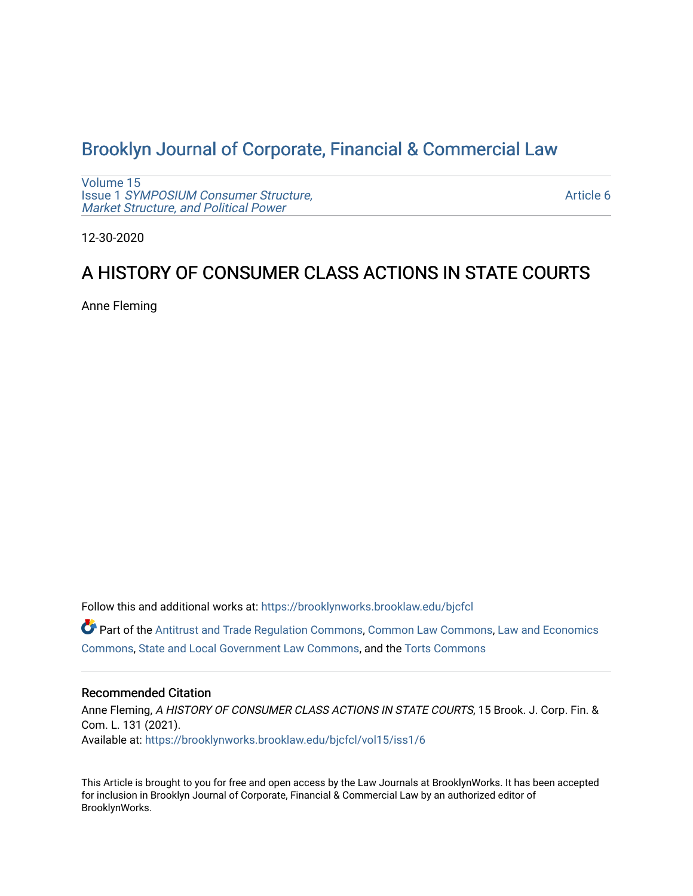# Brooklyn Journal of Corporate, Financial & Commercial Law

Volume 15
Issue 1 *SYMPOSIUM Consumer Structure, Market Structure, and Political Power*

Article 6

12-30-2020

## A HISTORY OF CONSUMER CLASS ACTIONS IN STATE COURTS

Anne Fleming

Follow this and additional works at: https://brooklynworks.brooklaw.edu/bjcfcl

Part of the Antitrust and Trade Regulation Commons, Common Law Commons, Law and Economics Commons, State and Local Government Law Commons, and the Torts Commons

### Recommended Citation

Anne Fleming, *A HISTORY OF CONSUMER CLASS ACTIONS IN STATE COURTS*, 15 Brook. J. Corp. Fin. & Com. L. 131 (2021).
Available at: https://brooklynworks.brooklaw.edu/bjcfcl/vol15/iss1/6

This Article is brought to you for free and open access by the Law Journals at BrooklynWorks. It has been accepted for inclusion in Brooklyn Journal of Corporate, Financial & Commercial Law by an authorized editor of BrooklynWorks.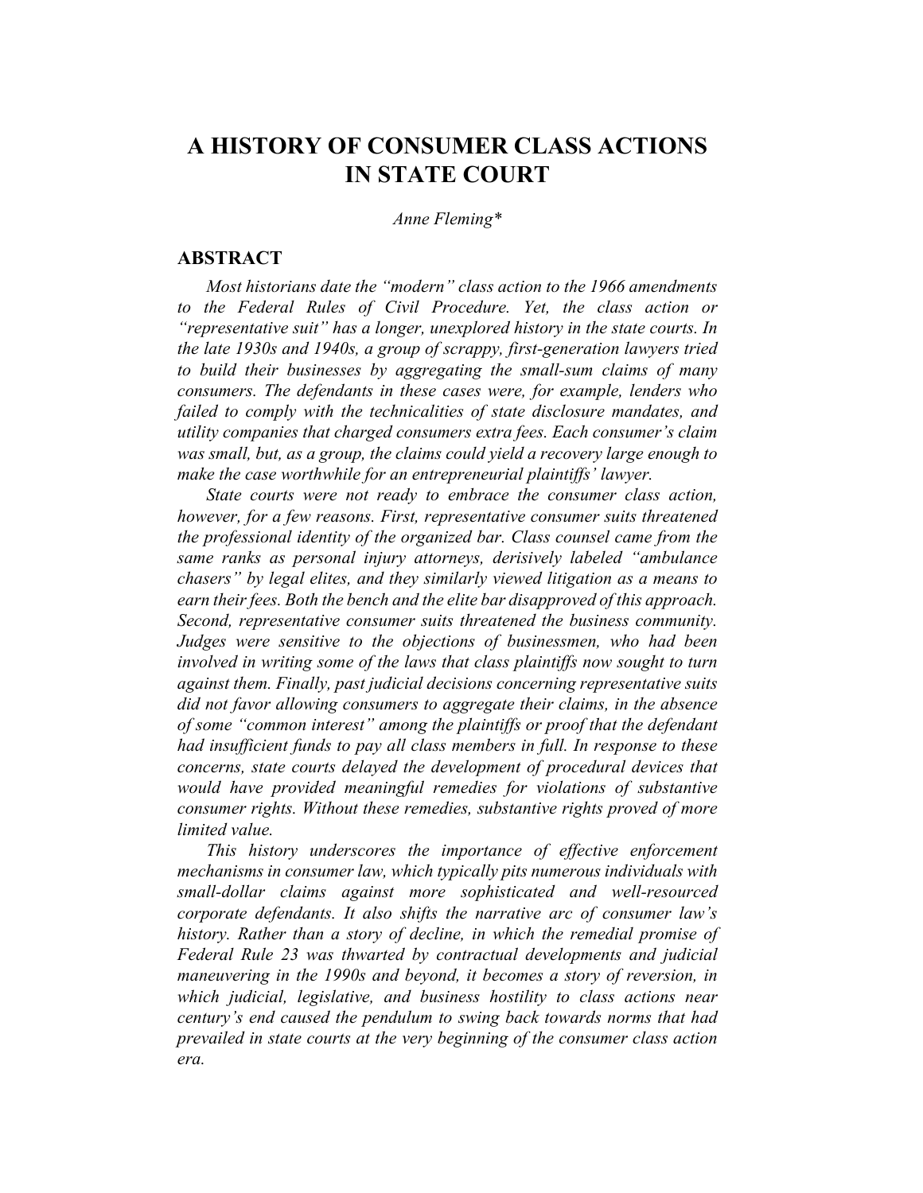# A HISTORY OF CONSUMER CLASS ACTIONS IN STATE COURT

*Anne Fleming\**

## ABSTRACT

*Most historians date the "modern" class action to the 1966 amendments to the Federal Rules of Civil Procedure. Yet, the class action or "representative suit" has a longer, unexplored history in the state courts. In the late 1930s and 1940s, a group of scrappy, first-generation lawyers tried to build their businesses by aggregating the small-sum claims of many consumers. The defendants in these cases were, for example, lenders who failed to comply with the technicalities of state disclosure mandates, and utility companies that charged consumers extra fees. Each consumer's claim was small, but, as a group, the claims could yield a recovery large enough to make the case worthwhile for an entrepreneurial plaintiffs' lawyer.*

*State courts were not ready to embrace the consumer class action, however, for a few reasons. First, representative consumer suits threatened the professional identity of the organized bar. Class counsel came from the same ranks as personal injury attorneys, derisively labeled "ambulance chasers" by legal elites, and they similarly viewed litigation as a means to earn their fees. Both the bench and the elite bar disapproved of this approach. Second, representative consumer suits threatened the business community. Judges were sensitive to the objections of businessmen, who had been involved in writing some of the laws that class plaintiffs now sought to turn against them. Finally, past judicial decisions concerning representative suits did not favor allowing consumers to aggregate their claims, in the absence of some "common interest" among the plaintiffs or proof that the defendant had insufficient funds to pay all class members in full. In response to these concerns, state courts delayed the development of procedural devices that would have provided meaningful remedies for violations of substantive consumer rights. Without these remedies, substantive rights proved of more limited value.*

*This history underscores the importance of effective enforcement mechanisms in consumer law, which typically pits numerous individuals with small-dollar claims against more sophisticated and well-resourced corporate defendants. It also shifts the narrative arc of consumer law's history. Rather than a story of decline, in which the remedial promise of Federal Rule 23 was thwarted by contractual developments and judicial maneuvering in the 1990s and beyond, it becomes a story of reversion, in which judicial, legislative, and business hostility to class actions near century's end caused the pendulum to swing back towards norms that had prevailed in state courts at the very beginning of the consumer class action era.*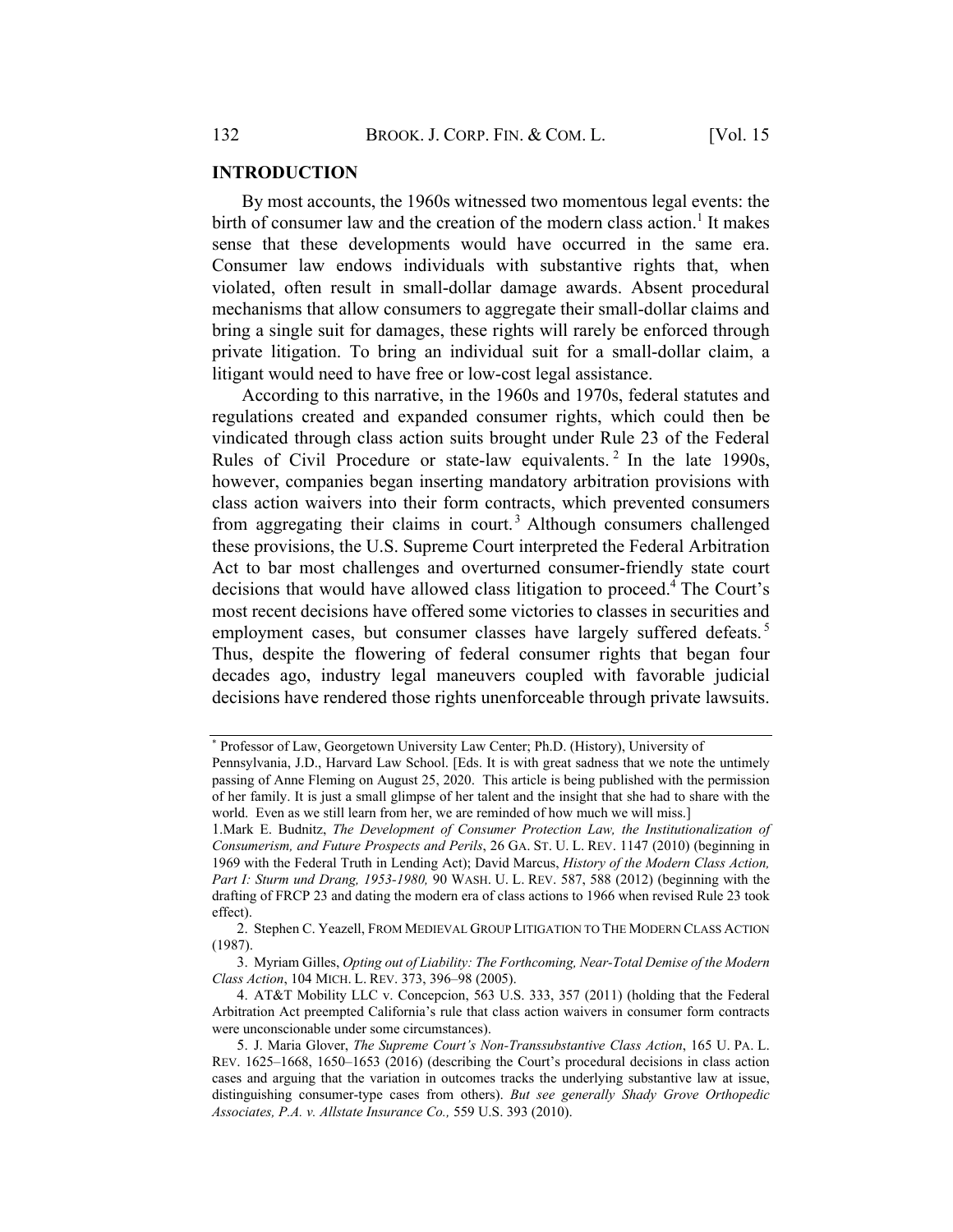## INTRODUCTION

By most accounts, the 1960s witnessed two momentous legal events: the birth of consumer law and the creation of the modern class action.[1] It makes sense that these developments would have occurred in the same era. Consumer law endows individuals with substantive rights that, when violated, often result in small-dollar damage awards. Absent procedural mechanisms that allow consumers to aggregate their small-dollar claims and bring a single suit for damages, these rights will rarely be enforced through private litigation. To bring an individual suit for a small-dollar claim, a litigant would need to have free or low-cost legal assistance.

According to this narrative, in the 1960s and 1970s, federal statutes and regulations created and expanded consumer rights, which could then be vindicated through class action suits brought under Rule 23 of the Federal Rules of Civil Procedure or state-law equivalents.[2] In the late 1990s, however, companies began inserting mandatory arbitration provisions with class action waivers into their form contracts, which prevented consumers from aggregating their claims in court.[3] Although consumers challenged these provisions, the U.S. Supreme Court interpreted the Federal Arbitration Act to bar most challenges and overturned consumer-friendly state court decisions that would have allowed class litigation to proceed.[4] The Court's most recent decisions have offered some victories to classes in securities and employment cases, but consumer classes have largely suffered defeats.[5] Thus, despite the flowering of federal consumer rights that began four decades ago, industry legal maneuvers coupled with favorable judicial decisions have rendered those rights unenforceable through private lawsuits.

---

\* Professor of Law, Georgetown University Law Center; Ph.D. (History), University of Pennsylvania, J.D., Harvard Law School. [Eds. It is with great sadness that we note the untimely passing of Anne Fleming on August 25, 2020. This article is being published with the permission of her family. It is just a small glimpse of her talent and the insight that she had to share with the world. Even as we still learn from her, we are reminded of how much we will miss.]

1. Mark E. Budnitz, *The Development of Consumer Protection Law, the Institutionalization of Consumerism, and Future Prospects and Perils*, 26 GA. ST. U. L. REV. 1147 (2010) (beginning in 1969 with the Federal Truth in Lending Act); David Marcus, *History of the Modern Class Action, Part I: Sturm und Drang, 1953-1980,* 90 WASH. U. L. REV. 587, 588 (2012) (beginning with the drafting of FRCP 23 and dating the modern era of class actions to 1966 when revised Rule 23 took effect).

2. Stephen C. Yeazell, FROM MEDIEVAL GROUP LITIGATION TO THE MODERN CLASS ACTION (1987).

3. Myriam Gilles, *Opting out of Liability: The Forthcoming, Near-Total Demise of the Modern Class Action*, 104 MICH. L. REV. 373, 396–98 (2005).

4. AT&T Mobility LLC v. Concepcion, 563 U.S. 333, 357 (2011) (holding that the Federal Arbitration Act preempted California's rule that class action waivers in consumer form contracts were unconscionable under some circumstances).

5. J. Maria Glover, *The Supreme Court's Non-Transsubstantive Class Action*, 165 U. PA. L. REV. 1625–1668, 1650–1653 (2016) (describing the Court's procedural decisions in class action cases and arguing that the variation in outcomes tracks the underlying substantive law at issue, distinguishing consumer-type cases from others). *But see generally Shady Grove Orthopedic Associates, P.A. v. Allstate Insurance Co.,* 559 U.S. 393 (2010).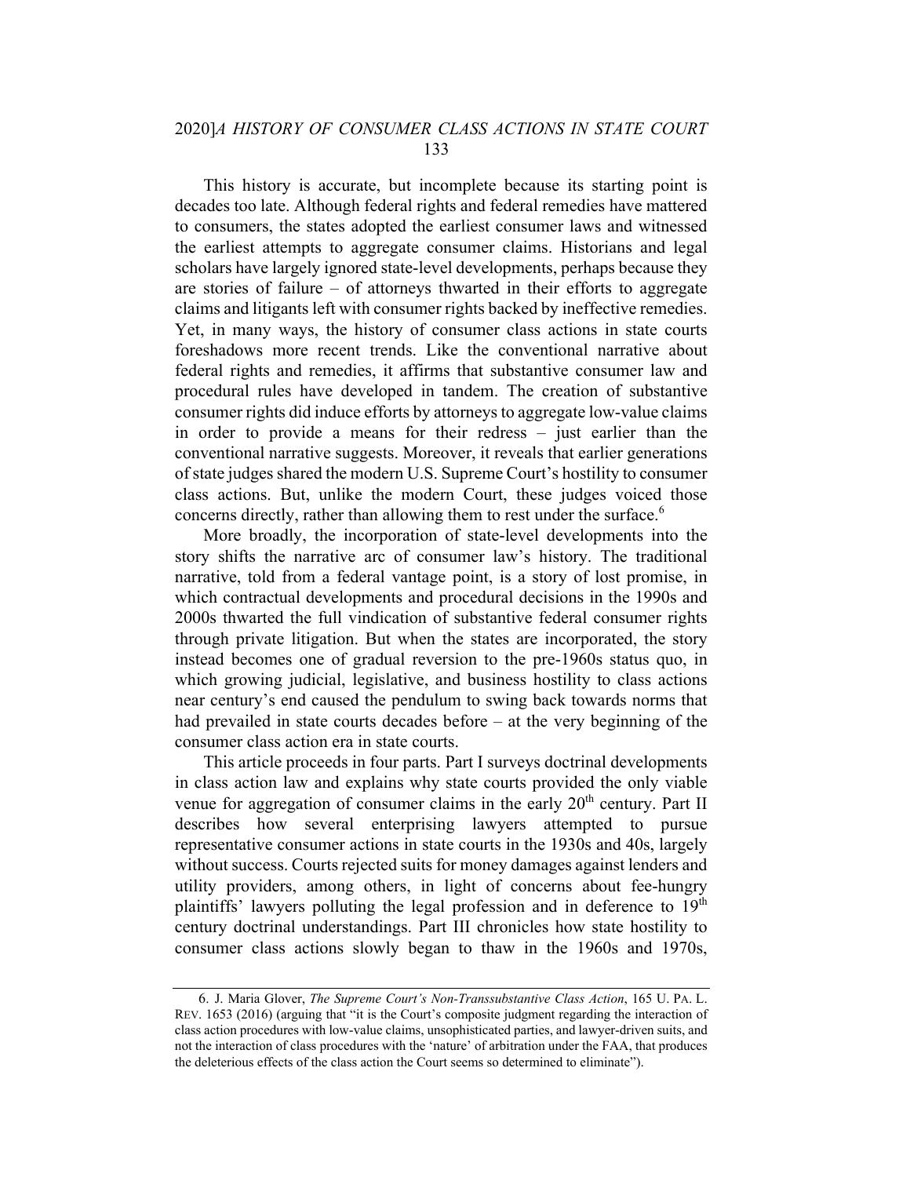This history is accurate, but incomplete because its starting point is decades too late. Although federal rights and federal remedies have mattered to consumers, the states adopted the earliest consumer laws and witnessed the earliest attempts to aggregate consumer claims. Historians and legal scholars have largely ignored state-level developments, perhaps because they are stories of failure – of attorneys thwarted in their efforts to aggregate claims and litigants left with consumer rights backed by ineffective remedies. Yet, in many ways, the history of consumer class actions in state courts foreshadows more recent trends. Like the conventional narrative about federal rights and remedies, it affirms that substantive consumer law and procedural rules have developed in tandem. The creation of substantive consumer rights did induce efforts by attorneys to aggregate low-value claims in order to provide a means for their redress – just earlier than the conventional narrative suggests. Moreover, it reveals that earlier generations of state judges shared the modern U.S. Supreme Court's hostility to consumer class actions. But, unlike the modern Court, these judges voiced those concerns directly, rather than allowing them to rest under the surface.[6]

More broadly, the incorporation of state-level developments into the story shifts the narrative arc of consumer law's history. The traditional narrative, told from a federal vantage point, is a story of lost promise, in which contractual developments and procedural decisions in the 1990s and 2000s thwarted the full vindication of substantive federal consumer rights through private litigation. But when the states are incorporated, the story instead becomes one of gradual reversion to the pre-1960s status quo, in which growing judicial, legislative, and business hostility to class actions near century's end caused the pendulum to swing back towards norms that had prevailed in state courts decades before – at the very beginning of the consumer class action era in state courts.

This article proceeds in four parts. Part I surveys doctrinal developments in class action law and explains why state courts provided the only viable venue for aggregation of consumer claims in the early 20th century. Part II describes how several enterprising lawyers attempted to pursue representative consumer actions in state courts in the 1930s and 40s, largely without success. Courts rejected suits for money damages against lenders and utility providers, among others, in light of concerns about fee-hungry plaintiffs' lawyers polluting the legal profession and in deference to 19th century doctrinal understandings. Part III chronicles how state hostility to consumer class actions slowly began to thaw in the 1960s and 1970s,

---

6. J. Maria Glover, *The Supreme Court's Non-Transsubstantive Class Action*, 165 U. PA. L. REV. 1653 (2016) (arguing that "it is the Court's composite judgment regarding the interaction of class action procedures with low-value claims, unsophisticated parties, and lawyer-driven suits, and not the interaction of class procedures with the 'nature' of arbitration under the FAA, that produces the deleterious effects of the class action the Court seems so determined to eliminate").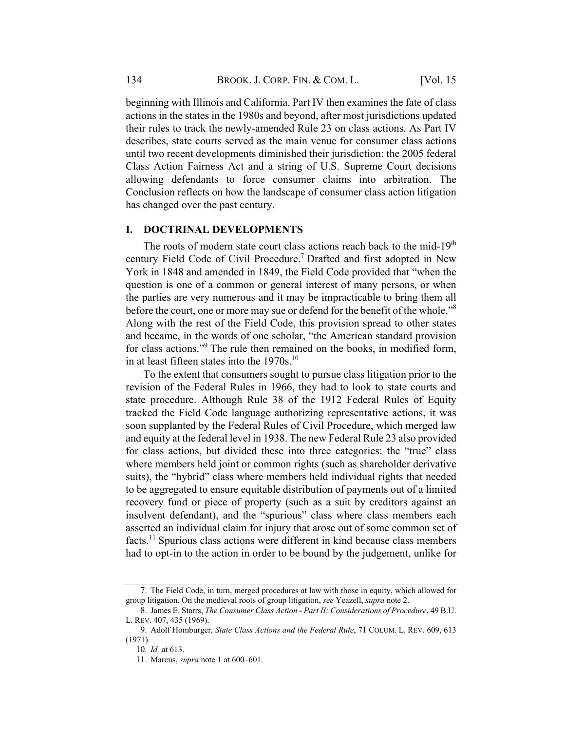beginning with Illinois and California. Part IV then examines the fate of class actions in the states in the 1980s and beyond, after most jurisdictions updated their rules to track the newly-amended Rule 23 on class actions. As Part IV describes, state courts served as the main venue for consumer class actions until two recent developments diminished their jurisdiction: the 2005 federal Class Action Fairness Act and a string of U.S. Supreme Court decisions allowing defendants to force consumer claims into arbitration. The Conclusion reflects on how the landscape of consumer class action litigation has changed over the past century.

## I. DOCTRINAL DEVELOPMENTS

The roots of modern state court class actions reach back to the mid-19th century Field Code of Civil Procedure.[7] Drafted and first adopted in New York in 1848 and amended in 1849, the Field Code provided that "when the question is one of a common or general interest of many persons, or when the parties are very numerous and it may be impracticable to bring them all before the court, one or more may sue or defend for the benefit of the whole."[8] Along with the rest of the Field Code, this provision spread to other states and became, in the words of one scholar, "the American standard provision for class actions."[9] The rule then remained on the books, in modified form, in at least fifteen states into the 1970s.[10]

To the extent that consumers sought to pursue class litigation prior to the revision of the Federal Rules in 1966, they had to look to state courts and state procedure. Although Rule 38 of the 1912 Federal Rules of Equity tracked the Field Code language authorizing representative actions, it was soon supplanted by the Federal Rules of Civil Procedure, which merged law and equity at the federal level in 1938. The new Federal Rule 23 also provided for class actions, but divided these into three categories: the "true" class where members held joint or common rights (such as shareholder derivative suits), the "hybrid" class where members held individual rights that needed to be aggregated to ensure equitable distribution of payments out of a limited recovery fund or piece of property (such as a suit by creditors against an insolvent defendant), and the "spurious" class where class members each asserted an individual claim for injury that arose out of some common set of facts.[11] Spurious class actions were different in kind because class members had to opt-in to the action in order to be bound by the judgement, unlike for

7. The Field Code, in turn, merged procedures at law with those in equity, which allowed for group litigation. On the medieval roots of group litigation, *see* Yeazell, *supra* note 2.

8. James E. Starrs, *The Consumer Class Action - Part II: Considerations of Procedure*, 49 B.U. L. REV. 407, 435 (1969).

9. Adolf Homburger, *State Class Actions and the Federal Rule*, 71 COLUM. L. REV. 609, 613 (1971).

10. *Id.* at 613.

11. Marcus, *supra* note 1 at 600–601.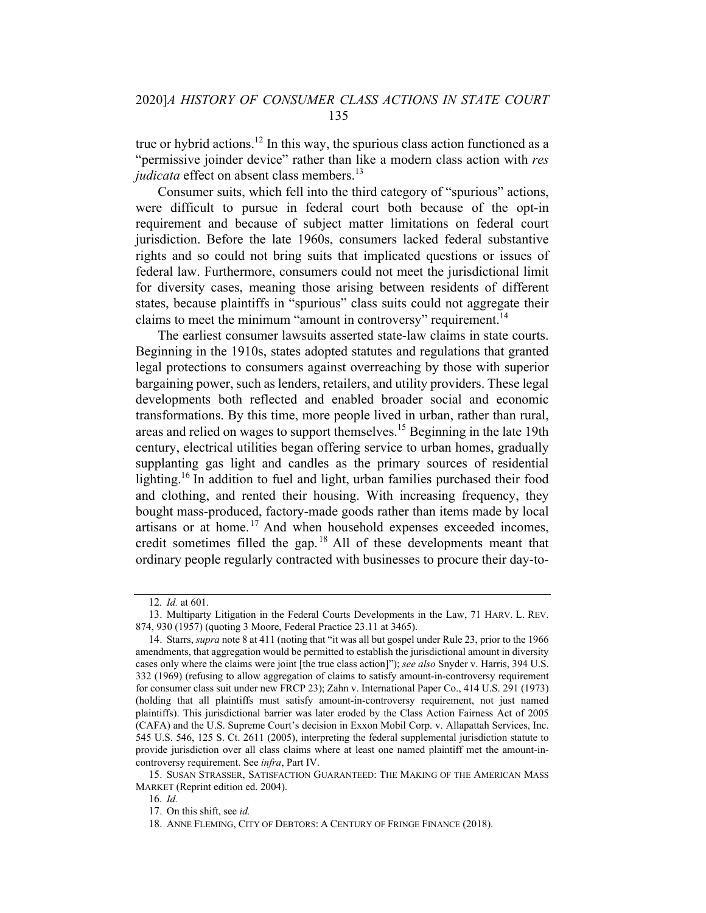true or hybrid actions.[12] In this way, the spurious class action functioned as a "permissive joinder device" rather than like a modern class action with *res judicata* effect on absent class members.[13]

Consumer suits, which fell into the third category of "spurious" actions, were difficult to pursue in federal court both because of the opt-in requirement and because of subject matter limitations on federal court jurisdiction. Before the late 1960s, consumers lacked federal substantive rights and so could not bring suits that implicated questions or issues of federal law. Furthermore, consumers could not meet the jurisdictional limit for diversity cases, meaning those arising between residents of different states, because plaintiffs in "spurious" class suits could not aggregate their claims to meet the minimum "amount in controversy" requirement.[14]

The earliest consumer lawsuits asserted state-law claims in state courts. Beginning in the 1910s, states adopted statutes and regulations that granted legal protections to consumers against overreaching by those with superior bargaining power, such as lenders, retailers, and utility providers. These legal developments both reflected and enabled broader social and economic transformations. By this time, more people lived in urban, rather than rural, areas and relied on wages to support themselves.[15] Beginning in the late 19th century, electrical utilities began offering service to urban homes, gradually supplanting gas light and candles as the primary sources of residential lighting.[16] In addition to fuel and light, urban families purchased their food and clothing, and rented their housing. With increasing frequency, they bought mass-produced, factory-made goods rather than items made by local artisans or at home.[17] And when household expenses exceeded incomes, credit sometimes filled the gap.[18] All of these developments meant that ordinary people regularly contracted with businesses to procure their day-to-

---

12. *Id.* at 601.

13. Multiparty Litigation in the Federal Courts Developments in the Law, 71 HARV. L. REV. 874, 930 (1957) (quoting 3 Moore, Federal Practice 23.11 at 3465).

14. Starrs, *supra* note 8 at 411 (noting that "it was all but gospel under Rule 23, prior to the 1966 amendments, that aggregation would be permitted to establish the jurisdictional amount in diversity cases only where the claims were joint [the true class action]"); *see also* Snyder v. Harris, 394 U.S. 332 (1969) (refusing to allow aggregation of claims to satisfy amount-in-controversy requirement for consumer class suit under new FRCP 23); Zahn v. International Paper Co., 414 U.S. 291 (1973) (holding that all plaintiffs must satisfy amount-in-controversy requirement, not just named plaintiffs). This jurisdictional barrier was later eroded by the Class Action Fairness Act of 2005 (CAFA) and the U.S. Supreme Court's decision in Exxon Mobil Corp. v. Allapattah Services, Inc. 545 U.S. 546, 125 S. Ct. 2611 (2005), interpreting the federal supplemental jurisdiction statute to provide jurisdiction over all class claims where at least one named plaintiff met the amount-in-controversy requirement. See *infra*, Part IV.

15. SUSAN STRASSER, SATISFACTION GUARANTEED: THE MAKING OF THE AMERICAN MASS MARKET (Reprint edition ed. 2004).

16. *Id.*

17. On this shift, see *id.*

18. ANNE FLEMING, CITY OF DEBTORS: A CENTURY OF FRINGE FINANCE (2018).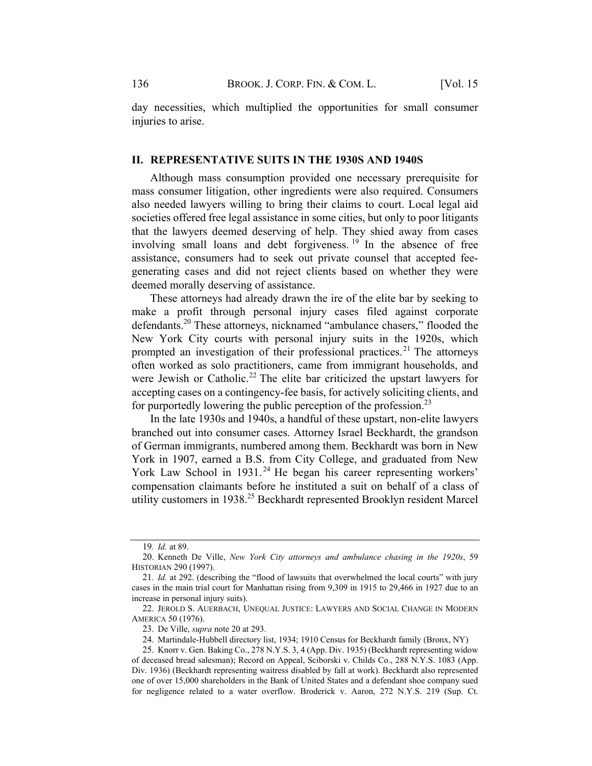day necessities, which multiplied the opportunities for small consumer injuries to arise.

## II. REPRESENTATIVE SUITS IN THE 1930S AND 1940S

Although mass consumption provided one necessary prerequisite for mass consumer litigation, other ingredients were also required. Consumers also needed lawyers willing to bring their claims to court. Local legal aid societies offered free legal assistance in some cities, but only to poor litigants that the lawyers deemed deserving of help. They shied away from cases involving small loans and debt forgiveness.[19] In the absence of free assistance, consumers had to seek out private counsel that accepted fee-generating cases and did not reject clients based on whether they were deemed morally deserving of assistance.

These attorneys had already drawn the ire of the elite bar by seeking to make a profit through personal injury cases filed against corporate defendants.[20] These attorneys, nicknamed "ambulance chasers," flooded the New York City courts with personal injury suits in the 1920s, which prompted an investigation of their professional practices.[21] The attorneys often worked as solo practitioners, came from immigrant households, and were Jewish or Catholic.[22] The elite bar criticized the upstart lawyers for accepting cases on a contingency-fee basis, for actively soliciting clients, and for purportedly lowering the public perception of the profession.[23]

In the late 1930s and 1940s, a handful of these upstart, non-elite lawyers branched out into consumer cases. Attorney Israel Beckhardt, the grandson of German immigrants, numbered among them. Beckhardt was born in New York in 1907, earned a B.S. from City College, and graduated from New York Law School in 1931.[24] He began his career representing workers' compensation claimants before he instituted a suit on behalf of a class of utility customers in 1938.[25] Beckhardt represented Brooklyn resident Marcel

---

19. *Id.* at 89.

20. Kenneth De Ville, *New York City attorneys and ambulance chasing in the 1920s*, 59 HISTORIAN 290 (1997).

21. *Id.* at 292. (describing the "flood of lawsuits that overwhelmed the local courts" with jury cases in the main trial court for Manhattan rising from 9,309 in 1915 to 29,466 in 1927 due to an increase in personal injury suits).

22. JEROLD S. AUERBACH, UNEQUAL JUSTICE: LAWYERS AND SOCIAL CHANGE IN MODERN AMERICA 50 (1976).

23. De Ville, *supra* note 20 at 293.

24. Martindale-Hubbell directory list, 1934; 1910 Census for Beckhardt family (Bronx, NY)

25. Knorr v. Gen. Baking Co., 278 N.Y.S. 3, 4 (App. Div. 1935) (Beckhardt representing widow of deceased bread salesman); Record on Appeal, Sciborski v. Childs Co., 288 N.Y.S. 1083 (App. Div. 1936) (Beckhardt representing waitress disabled by fall at work). Beckhardt also represented one of over 15,000 shareholders in the Bank of United States and a defendant shoe company sued for negligence related to a water overflow. Broderick v. Aaron, 272 N.Y.S. 219 (Sup. Ct.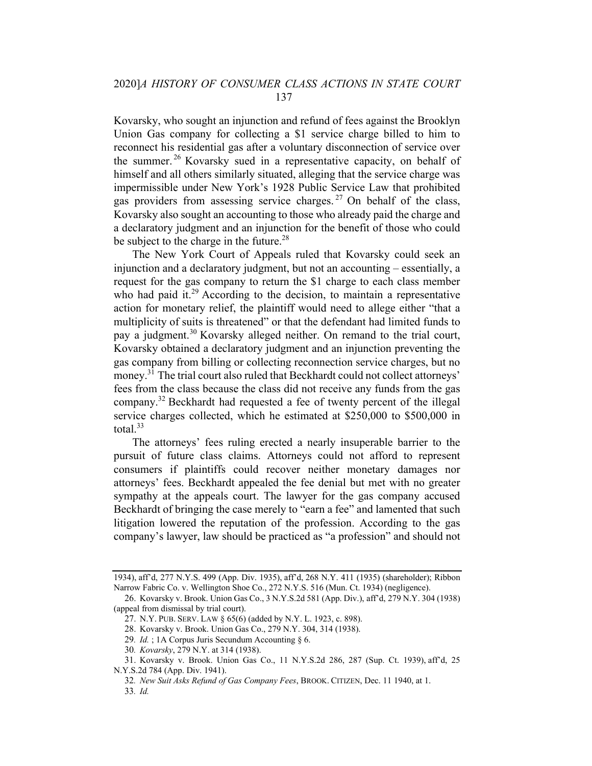Kovarsky, who sought an injunction and refund of fees against the Brooklyn Union Gas company for collecting a $1 service charge billed to him to reconnect his residential gas after a voluntary disconnection of service over the summer.[26] Kovarsky sued in a representative capacity, on behalf of himself and all others similarly situated, alleging that the service charge was impermissible under New York's 1928 Public Service Law that prohibited gas providers from assessing service charges.[27] On behalf of the class, Kovarsky also sought an accounting to those who already paid the charge and a declaratory judgment and an injunction for the benefit of those who could be subject to the charge in the future.[28]

The New York Court of Appeals ruled that Kovarsky could seek an injunction and a declaratory judgment, but not an accounting – essentially, a request for the gas company to return the $1 charge to each class member who had paid it.[29] According to the decision, to maintain a representative action for monetary relief, the plaintiff would need to allege either "that a multiplicity of suits is threatened" or that the defendant had limited funds to pay a judgment.[30] Kovarsky alleged neither. On remand to the trial court, Kovarsky obtained a declaratory judgment and an injunction preventing the gas company from billing or collecting reconnection service charges, but no money.[31] The trial court also ruled that Beckhardt could not collect attorneys' fees from the class because the class did not receive any funds from the gas company.[32] Beckhardt had requested a fee of twenty percent of the illegal service charges collected, which he estimated at $250,000 to $500,000 in total.[33]

The attorneys' fees ruling erected a nearly insuperable barrier to the pursuit of future class claims. Attorneys could not afford to represent consumers if plaintiffs could recover neither monetary damages nor attorneys' fees. Beckhardt appealed the fee denial but met with no greater sympathy at the appeals court. The lawyer for the gas company accused Beckhardt of bringing the case merely to "earn a fee" and lamented that such litigation lowered the reputation of the profession. According to the gas company's lawyer, law should be practiced as "a profession" and should not

---

1934), aff'd, 277 N.Y.S. 499 (App. Div. 1935), aff'd, 268 N.Y. 411 (1935) (shareholder); Ribbon Narrow Fabric Co. v. Wellington Shoe Co., 272 N.Y.S. 516 (Mun. Ct. 1934) (negligence).

26. Kovarsky v. Brook. Union Gas Co., 3 N.Y.S.2d 581 (App. Div.), aff'd, 279 N.Y. 304 (1938) (appeal from dismissal by trial court).

27. N.Y. PUB. SERV. LAW § 65(6) (added by N.Y. L. 1923, c. 898).

28. Kovarsky v. Brook. Union Gas Co., 279 N.Y. 304, 314 (1938).

29. *Id.* ; 1A Corpus Juris Secundum Accounting § 6.

30. *Kovarsky*, 279 N.Y. at 314 (1938).

31. Kovarsky v. Brook. Union Gas Co., 11 N.Y.S.2d 286, 287 (Sup. Ct. 1939), aff'd, 25 N.Y.S.2d 784 (App. Div. 1941).

32. *New Suit Asks Refund of Gas Company Fees*, BROOK. CITIZEN, Dec. 11 1940, at 1.

33. *Id.*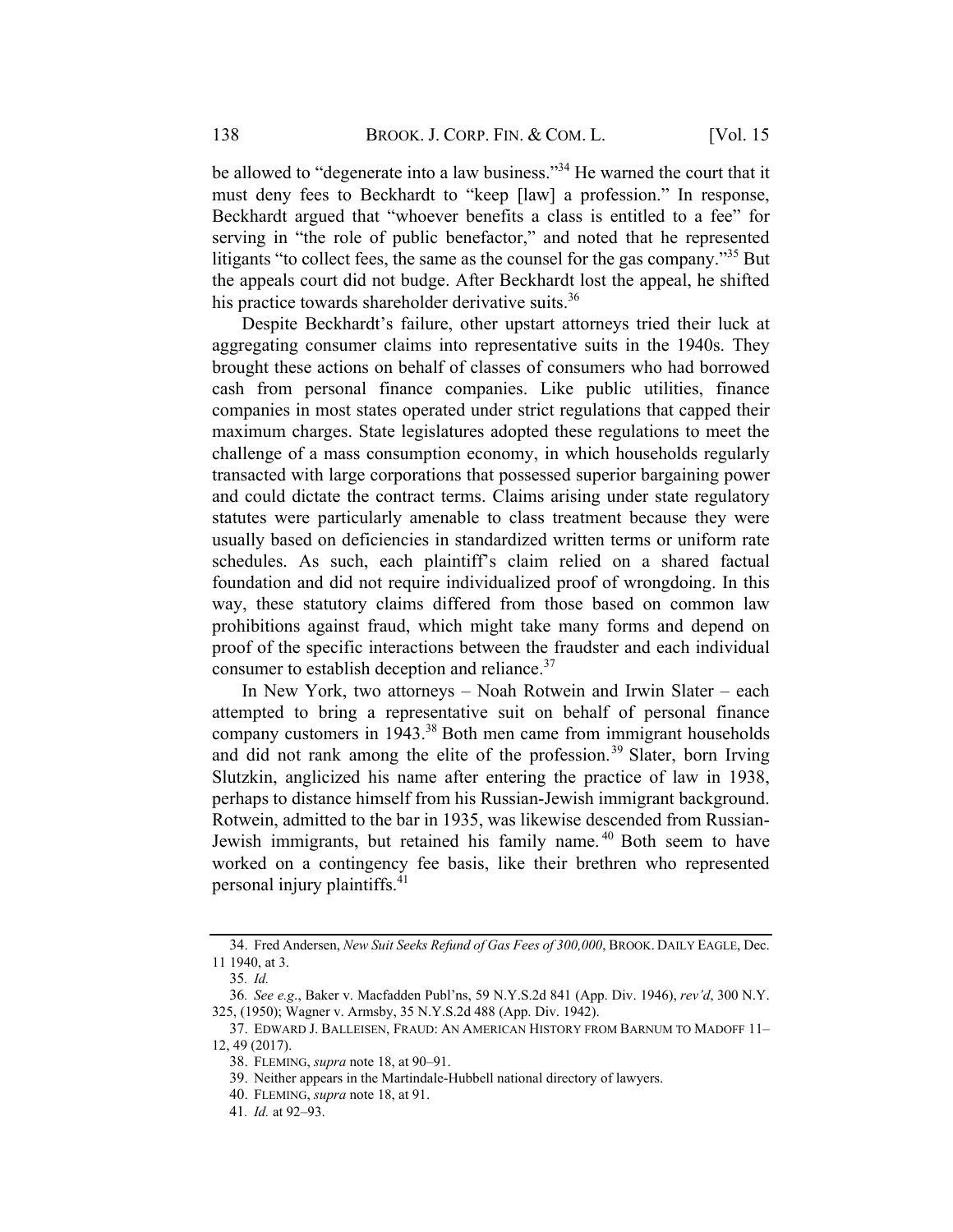be allowed to "degenerate into a law business."[34] He warned the court that it must deny fees to Beckhardt to "keep [law] a profession." In response, Beckhardt argued that "whoever benefits a class is entitled to a fee" for serving in "the role of public benefactor," and noted that he represented litigants "to collect fees, the same as the counsel for the gas company."[35] But the appeals court did not budge. After Beckhardt lost the appeal, he shifted his practice towards shareholder derivative suits.[36]

Despite Beckhardt's failure, other upstart attorneys tried their luck at aggregating consumer claims into representative suits in the 1940s. They brought these actions on behalf of classes of consumers who had borrowed cash from personal finance companies. Like public utilities, finance companies in most states operated under strict regulations that capped their maximum charges. State legislatures adopted these regulations to meet the challenge of a mass consumption economy, in which households regularly transacted with large corporations that possessed superior bargaining power and could dictate the contract terms. Claims arising under state regulatory statutes were particularly amenable to class treatment because they were usually based on deficiencies in standardized written terms or uniform rate schedules. As such, each plaintiff's claim relied on a shared factual foundation and did not require individualized proof of wrongdoing. In this way, these statutory claims differed from those based on common law prohibitions against fraud, which might take many forms and depend on proof of the specific interactions between the fraudster and each individual consumer to establish deception and reliance.[37]

In New York, two attorneys – Noah Rotwein and Irwin Slater – each attempted to bring a representative suit on behalf of personal finance company customers in 1943.[38] Both men came from immigrant households and did not rank among the elite of the profession.[39] Slater, born Irving Slutzkin, anglicized his name after entering the practice of law in 1938, perhaps to distance himself from his Russian-Jewish immigrant background. Rotwein, admitted to the bar in 1935, was likewise descended from Russian-Jewish immigrants, but retained his family name.[40] Both seem to have worked on a contingency fee basis, like their brethren who represented personal injury plaintiffs.[41]

---

34. Fred Andersen, *New Suit Seeks Refund of Gas Fees of 300,000*, BROOK. DAILY EAGLE, Dec. 11 1940, at 3.

35. *Id.*

36. *See e.g.*, Baker v. Macfadden Publ'ns, 59 N.Y.S.2d 841 (App. Div. 1946), *rev'd*, 300 N.Y. 325, (1950); Wagner v. Armsby, 35 N.Y.S.2d 488 (App. Div. 1942).

37. EDWARD J. BALLEISEN, FRAUD: AN AMERICAN HISTORY FROM BARNUM TO MADOFF 11–12, 49 (2017).

38. FLEMING, *supra* note 18, at 90–91.

39. Neither appears in the Martindale-Hubbell national directory of lawyers.

40. FLEMING, *supra* note 18, at 91.

41. *Id.* at 92–93.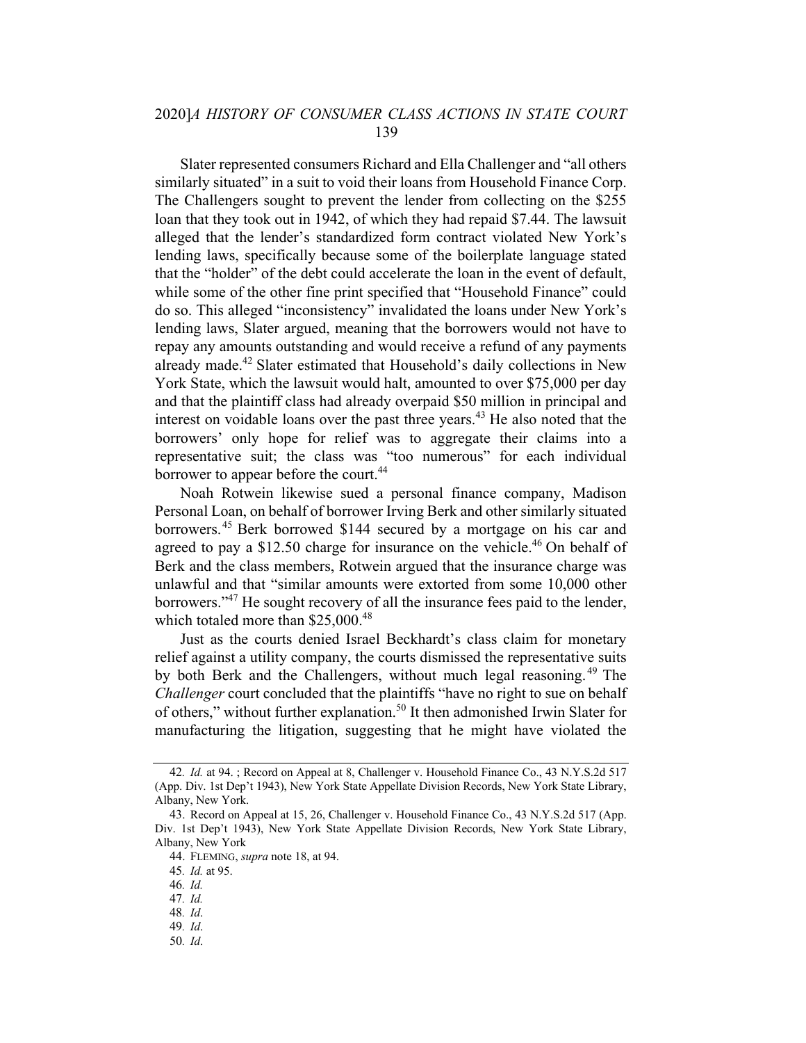Slater represented consumers Richard and Ella Challenger and "all others similarly situated" in a suit to void their loans from Household Finance Corp. The Challengers sought to prevent the lender from collecting on the $255 loan that they took out in 1942, of which they had repaid $7.44. The lawsuit alleged that the lender's standardized form contract violated New York's lending laws, specifically because some of the boilerplate language stated that the "holder" of the debt could accelerate the loan in the event of default, while some of the other fine print specified that "Household Finance" could do so. This alleged "inconsistency" invalidated the loans under New York's lending laws, Slater argued, meaning that the borrowers would not have to repay any amounts outstanding and would receive a refund of any payments already made.[42] Slater estimated that Household's daily collections in New York State, which the lawsuit would halt, amounted to over $75,000 per day and that the plaintiff class had already overpaid $50 million in principal and interest on voidable loans over the past three years.[43] He also noted that the borrowers' only hope for relief was to aggregate their claims into a representative suit; the class was "too numerous" for each individual borrower to appear before the court.[44]

Noah Rotwein likewise sued a personal finance company, Madison Personal Loan, on behalf of borrower Irving Berk and other similarly situated borrowers.[45] Berk borrowed $144 secured by a mortgage on his car and agreed to pay a $12.50 charge for insurance on the vehicle.[46] On behalf of Berk and the class members, Rotwein argued that the insurance charge was unlawful and that "similar amounts were extorted from some 10,000 other borrowers."[47] He sought recovery of all the insurance fees paid to the lender, which totaled more than $25,000.[48]

Just as the courts denied Israel Beckhardt's class claim for monetary relief against a utility company, the courts dismissed the representative suits by both Berk and the Challengers, without much legal reasoning.[49] The *Challenger* court concluded that the plaintiffs "have no right to sue on behalf of others," without further explanation.[50] It then admonished Irwin Slater for manufacturing the litigation, suggesting that he might have violated the

---

42. *Id.* at 94. ; Record on Appeal at 8, Challenger v. Household Finance Co., 43 N.Y.S.2d 517 (App. Div. 1st Dep't 1943), New York State Appellate Division Records, New York State Library, Albany, New York.

43. Record on Appeal at 15, 26, Challenger v. Household Finance Co., 43 N.Y.S.2d 517 (App. Div. 1st Dep't 1943), New York State Appellate Division Records, New York State Library, Albany, New York

44. FLEMING, *supra* note 18, at 94.

45. *Id.* at 95.

46. *Id.*

47. *Id.*

48. *Id*.

49. *Id*.

50. *Id*.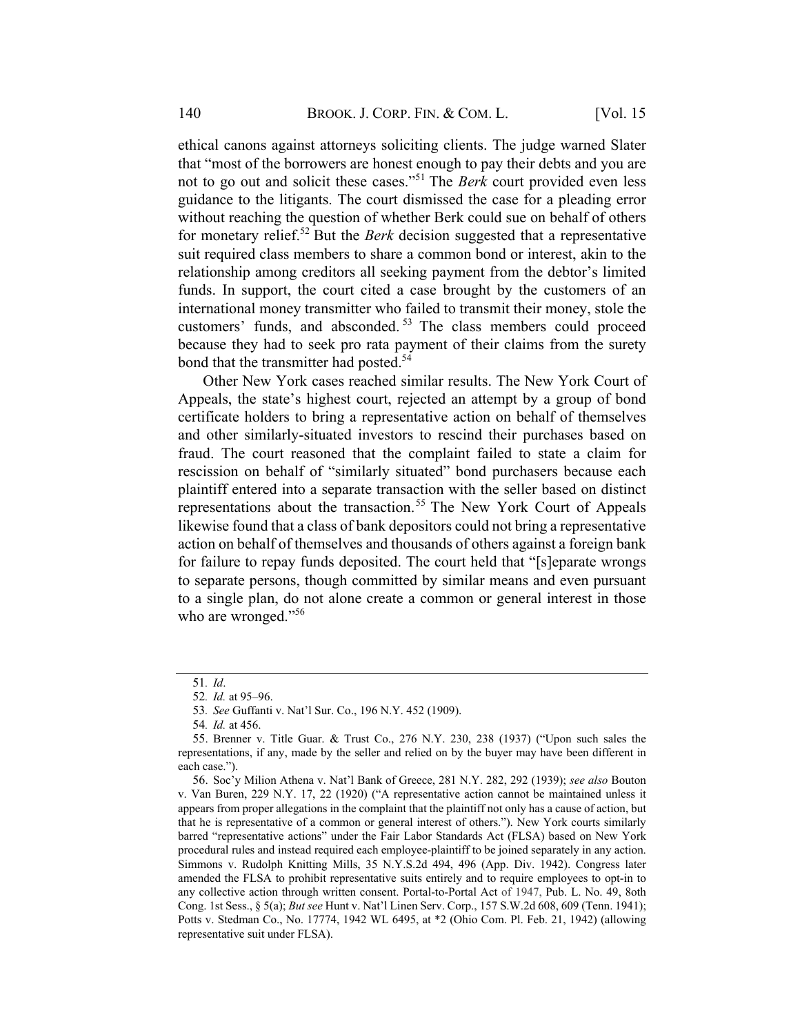ethical canons against attorneys soliciting clients. The judge warned Slater that "most of the borrowers are honest enough to pay their debts and you are not to go out and solicit these cases."[51] The *Berk* court provided even less guidance to the litigants. The court dismissed the case for a pleading error without reaching the question of whether Berk could sue on behalf of others for monetary relief.[52] But the *Berk* decision suggested that a representative suit required class members to share a common bond or interest, akin to the relationship among creditors all seeking payment from the debtor's limited funds. In support, the court cited a case brought by the customers of an international money transmitter who failed to transmit their money, stole the customers' funds, and absconded.[53] The class members could proceed because they had to seek pro rata payment of their claims from the surety bond that the transmitter had posted.[54]

Other New York cases reached similar results. The New York Court of Appeals, the state's highest court, rejected an attempt by a group of bond certificate holders to bring a representative action on behalf of themselves and other similarly-situated investors to rescind their purchases based on fraud. The court reasoned that the complaint failed to state a claim for rescission on behalf of "similarly situated" bond purchasers because each plaintiff entered into a separate transaction with the seller based on distinct representations about the transaction.[55] The New York Court of Appeals likewise found that a class of bank depositors could not bring a representative action on behalf of themselves and thousands of others against a foreign bank for failure to repay funds deposited. The court held that "[s]eparate wrongs to separate persons, though committed by similar means and even pursuant to a single plan, do not alone create a common or general interest in those who are wronged."[56]

---

51. *Id*.

52. *Id.* at 95–96.

53. *See* Guffanti v. Nat'l Sur. Co., 196 N.Y. 452 (1909).

54. *Id.* at 456.

55. Brenner v. Title Guar. & Trust Co., 276 N.Y. 230, 238 (1937) ("Upon such sales the representations, if any, made by the seller and relied on by the buyer may have been different in each case.").

56. Soc'y Milion Athena v. Nat'l Bank of Greece, 281 N.Y. 282, 292 (1939); *see also* Bouton v. Van Buren, 229 N.Y. 17, 22 (1920) ("A representative action cannot be maintained unless it appears from proper allegations in the complaint that the plaintiff not only has a cause of action, but that he is representative of a common or general interest of others."). New York courts similarly barred "representative actions" under the Fair Labor Standards Act (FLSA) based on New York procedural rules and instead required each employee-plaintiff to be joined separately in any action. Simmons v. Rudolph Knitting Mills, 35 N.Y.S.2d 494, 496 (App. Div. 1942). Congress later amended the FLSA to prohibit representative suits entirely and to require employees to opt-in to any collective action through written consent. Portal-to-Portal Act of 1947, Pub. L. No. 49, 8oth Cong. 1st Sess., § 5(a); *But see* Hunt v. Nat'l Linen Serv. Corp., 157 S.W.2d 608, 609 (Tenn. 1941); Potts v. Stedman Co., No. 17774, 1942 WL 6495, at *2 (Ohio Com. Pl. Feb. 21, 1942) (allowing representative suit under FLSA).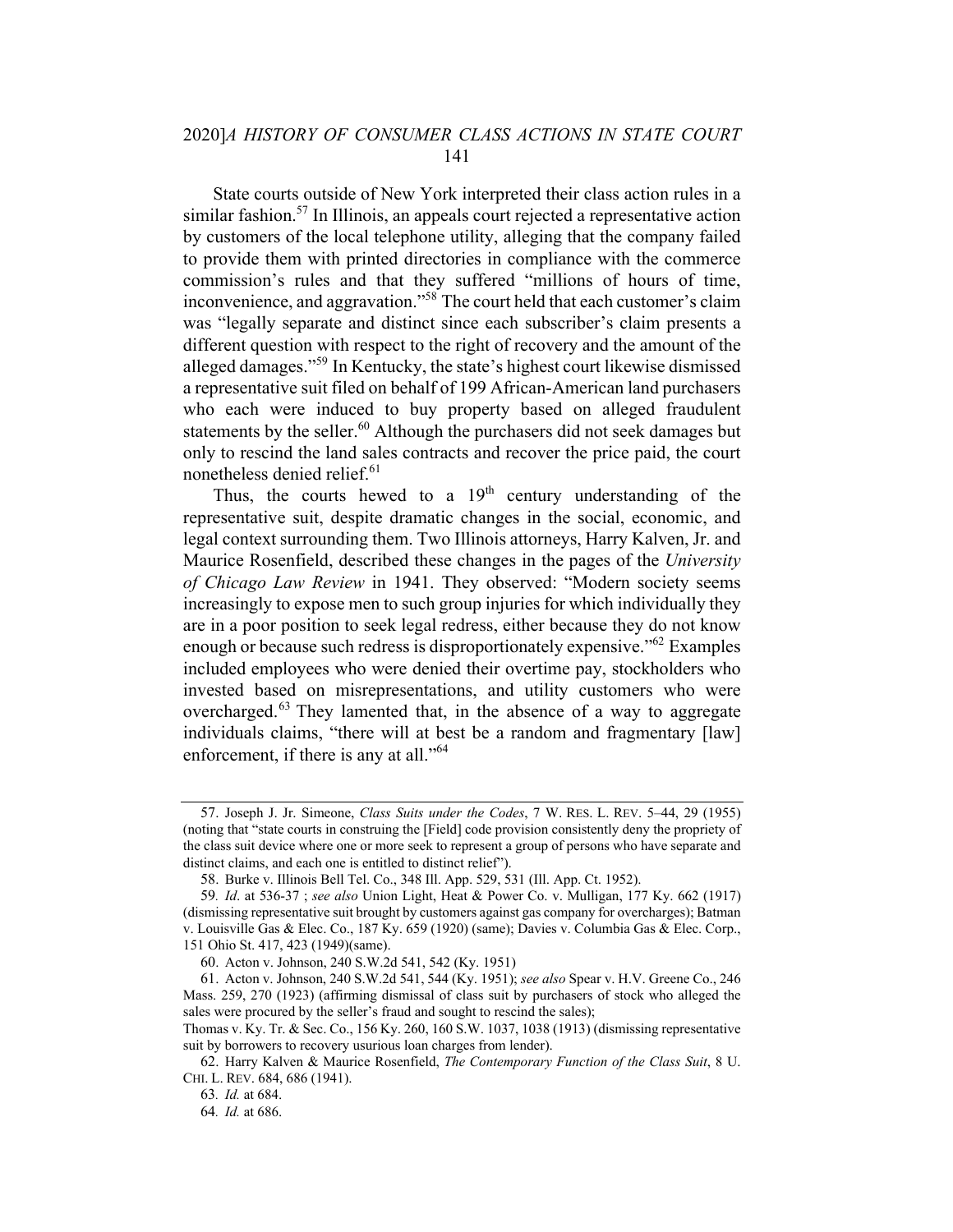State courts outside of New York interpreted their class action rules in a similar fashion.[57] In Illinois, an appeals court rejected a representative action by customers of the local telephone utility, alleging that the company failed to provide them with printed directories in compliance with the commerce commission's rules and that they suffered "millions of hours of time, inconvenience, and aggravation."[58] The court held that each customer's claim was "legally separate and distinct since each subscriber's claim presents a different question with respect to the right of recovery and the amount of the alleged damages."[59] In Kentucky, the state's highest court likewise dismissed a representative suit filed on behalf of 199 African-American land purchasers who each were induced to buy property based on alleged fraudulent statements by the seller.[60] Although the purchasers did not seek damages but only to rescind the land sales contracts and recover the price paid, the court nonetheless denied relief.[61]

Thus, the courts hewed to a 19th century understanding of the representative suit, despite dramatic changes in the social, economic, and legal context surrounding them. Two Illinois attorneys, Harry Kalven, Jr. and Maurice Rosenfield, described these changes in the pages of the *University of Chicago Law Review* in 1941. They observed: "Modern society seems increasingly to expose men to such group injuries for which individually they are in a poor position to seek legal redress, either because they do not know enough or because such redress is disproportionately expensive."[62] Examples included employees who were denied their overtime pay, stockholders who invested based on misrepresentations, and utility customers who were overcharged.[63] They lamented that, in the absence of a way to aggregate individuals claims, "there will at best be a random and fragmentary [law] enforcement, if there is any at all."[64]

---

57. Joseph J. Jr. Simeone, *Class Suits under the Codes*, 7 W. RES. L. REV. 5–44, 29 (1955) (noting that "state courts in construing the [Field] code provision consistently deny the propriety of the class suit device where one or more seek to represent a group of persons who have separate and distinct claims, and each one is entitled to distinct relief").

58. Burke v. Illinois Bell Tel. Co., 348 Ill. App. 529, 531 (Ill. App. Ct. 1952).

59. *Id*. at 536-37 ; *see also* Union Light, Heat & Power Co. v. Mulligan, 177 Ky. 662 (1917) (dismissing representative suit brought by customers against gas company for overcharges); Batman v. Louisville Gas & Elec. Co., 187 Ky. 659 (1920) (same); Davies v. Columbia Gas & Elec. Corp., 151 Ohio St. 417, 423 (1949)(same).

60. Acton v. Johnson, 240 S.W.2d 541, 542 (Ky. 1951)

61. Acton v. Johnson, 240 S.W.2d 541, 544 (Ky. 1951); *see also* Spear v. H.V. Greene Co., 246 Mass. 259, 270 (1923) (affirming dismissal of class suit by purchasers of stock who alleged the sales were procured by the seller's fraud and sought to rescind the sales);
Thomas v. Ky. Tr. & Sec. Co., 156 Ky. 260, 160 S.W. 1037, 1038 (1913) (dismissing representative suit by borrowers to recovery usurious loan charges from lender).

62. Harry Kalven & Maurice Rosenfield, *The Contemporary Function of the Class Suit*, 8 U. CHI. L. REV. 684, 686 (1941).

63. *Id.* at 684.

64. *Id.* at 686.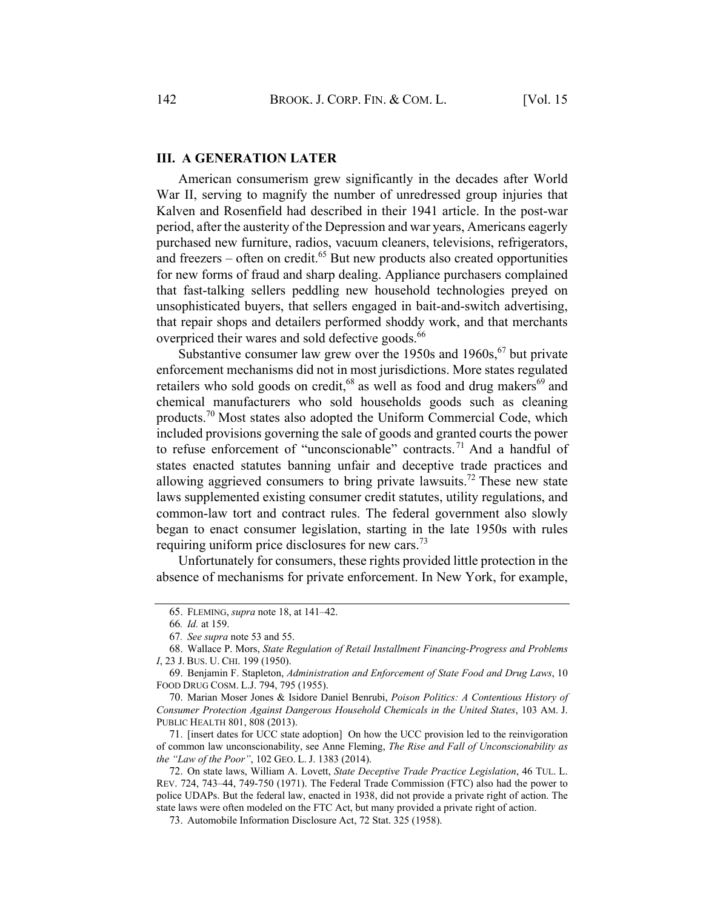## III. A GENERATION LATER

American consumerism grew significantly in the decades after World War II, serving to magnify the number of unredressed group injuries that Kalven and Rosenfield had described in their 1941 article. In the post-war period, after the austerity of the Depression and war years, Americans eagerly purchased new furniture, radios, vacuum cleaners, televisions, refrigerators, and freezers – often on credit.[65] But new products also created opportunities for new forms of fraud and sharp dealing. Appliance purchasers complained that fast-talking sellers peddling new household technologies preyed on unsophisticated buyers, that sellers engaged in bait-and-switch advertising, that repair shops and detailers performed shoddy work, and that merchants overpriced their wares and sold defective goods.[66]

Substantive consumer law grew over the 1950s and 1960s,[67] but private enforcement mechanisms did not in most jurisdictions. More states regulated retailers who sold goods on credit,[68] as well as food and drug makers[69] and chemical manufacturers who sold households goods such as cleaning products.[70] Most states also adopted the Uniform Commercial Code, which included provisions governing the sale of goods and granted courts the power to refuse enforcement of "unconscionable" contracts.[71] And a handful of states enacted statutes banning unfair and deceptive trade practices and allowing aggrieved consumers to bring private lawsuits.[72] These new state laws supplemented existing consumer credit statutes, utility regulations, and common-law tort and contract rules. The federal government also slowly began to enact consumer legislation, starting in the late 1950s with rules requiring uniform price disclosures for new cars.[73]

Unfortunately for consumers, these rights provided little protection in the absence of mechanisms for private enforcement. In New York, for example,

---

65. FLEMING, *supra* note 18, at 141–42.

66. *Id.* at 159.

67. *See supra* note 53 and 55.

68. Wallace P. Mors, *State Regulation of Retail Installment Financing-Progress and Problems I*, 23 J. BUS. U. CHI. 199 (1950).

69. Benjamin F. Stapleton, *Administration and Enforcement of State Food and Drug Laws*, 10 FOOD DRUG COSM. L.J. 794, 795 (1955).

70. Marian Moser Jones & Isidore Daniel Benrubi, *Poison Politics: A Contentious History of Consumer Protection Against Dangerous Household Chemicals in the United States*, 103 AM. J. PUBLIC HEALTH 801, 808 (2013).

71. [insert dates for UCC state adoption] On how the UCC provision led to the reinvigoration of common law unconscionability, see Anne Fleming, *The Rise and Fall of Unconscionability as the "Law of the Poor"*, 102 GEO. L. J. 1383 (2014).

72. On state laws, William A. Lovett, *State Deceptive Trade Practice Legislation*, 46 TUL. L. REV. 724, 743–44, 749-750 (1971). The Federal Trade Commission (FTC) also had the power to police UDAPs. But the federal law, enacted in 1938, did not provide a private right of action. The state laws were often modeled on the FTC Act, but many provided a private right of action.

73. Automobile Information Disclosure Act, 72 Stat. 325 (1958).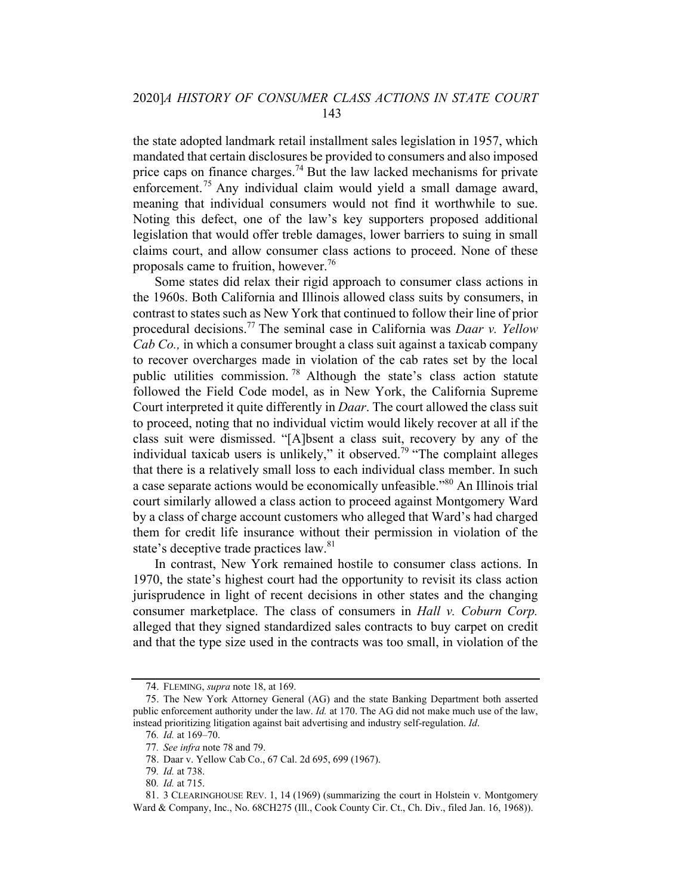the state adopted landmark retail installment sales legislation in 1957, which mandated that certain disclosures be provided to consumers and also imposed price caps on finance charges.[74] But the law lacked mechanisms for private enforcement.[75] Any individual claim would yield a small damage award, meaning that individual consumers would not find it worthwhile to sue. Noting this defect, one of the law's key supporters proposed additional legislation that would offer treble damages, lower barriers to suing in small claims court, and allow consumer class actions to proceed. None of these proposals came to fruition, however.[76]

Some states did relax their rigid approach to consumer class actions in the 1960s. Both California and Illinois allowed class suits by consumers, in contrast to states such as New York that continued to follow their line of prior procedural decisions.[77] The seminal case in California was *Daar v. Yellow Cab Co.,* in which a consumer brought a class suit against a taxicab company to recover overcharges made in violation of the cab rates set by the local public utilities commission.[78] Although the state's class action statute followed the Field Code model, as in New York, the California Supreme Court interpreted it quite differently in *Daar*. The court allowed the class suit to proceed, noting that no individual victim would likely recover at all if the class suit were dismissed. "[A]bsent a class suit, recovery by any of the individual taxicab users is unlikely," it observed.[79] "The complaint alleges that there is a relatively small loss to each individual class member. In such a case separate actions would be economically unfeasible."[80] An Illinois trial court similarly allowed a class action to proceed against Montgomery Ward by a class of charge account customers who alleged that Ward's had charged them for credit life insurance without their permission in violation of the state's deceptive trade practices law.[81]

In contrast, New York remained hostile to consumer class actions. In 1970, the state's highest court had the opportunity to revisit its class action jurisprudence in light of recent decisions in other states and the changing consumer marketplace. The class of consumers in *Hall v. Coburn Corp.* alleged that they signed standardized sales contracts to buy carpet on credit and that the type size used in the contracts was too small, in violation of the

---

74. FLEMING, *supra* note 18, at 169.

75. The New York Attorney General (AG) and the state Banking Department both asserted public enforcement authority under the law. *Id.* at 170. The AG did not make much use of the law, instead prioritizing litigation against bait advertising and industry self-regulation. *Id*.

76. *Id.* at 169–70.

77. *See infra* note 78 and 79.

78. Daar v. Yellow Cab Co., 67 Cal. 2d 695, 699 (1967).

79. *Id.* at 738.

80. *Id.* at 715.

81. 3 CLEARINGHOUSE REV. 1, 14 (1969) (summarizing the court in Holstein v. Montgomery Ward & Company, Inc., No. 68CH275 (Ill., Cook County Cir. Ct., Ch. Div., filed Jan. 16, 1968)).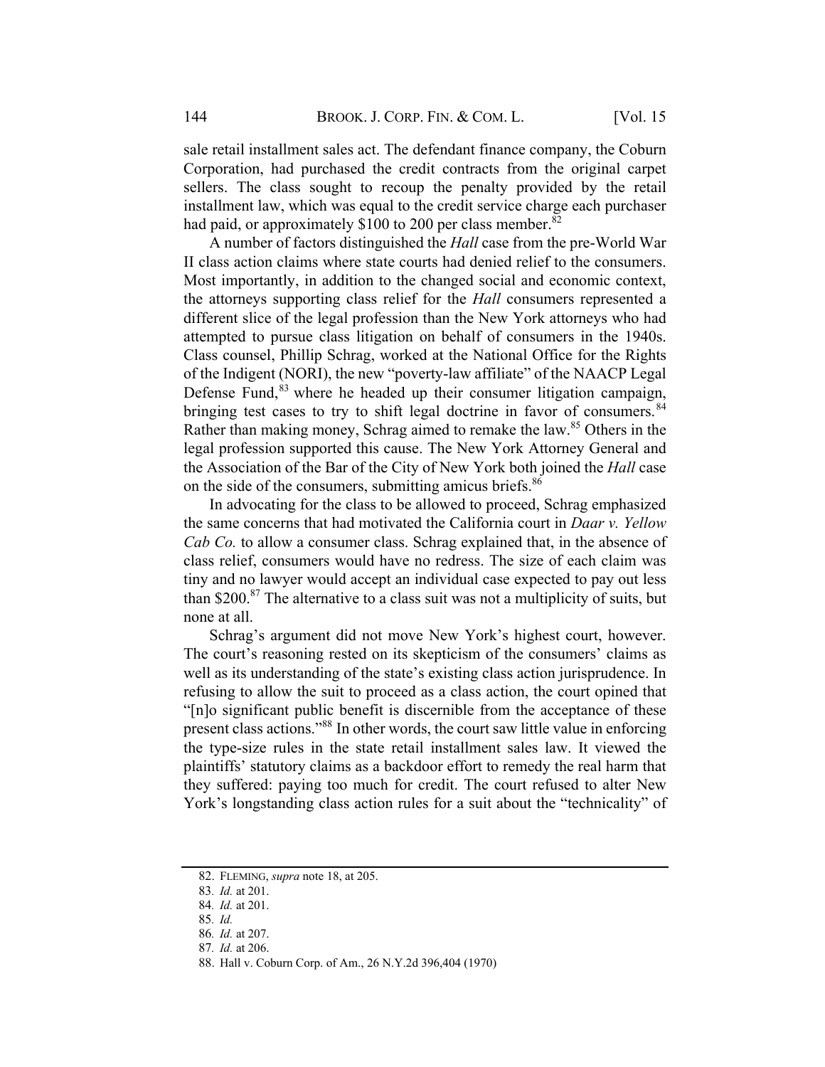sale retail installment sales act. The defendant finance company, the Coburn Corporation, had purchased the credit contracts from the original carpet sellers. The class sought to recoup the penalty provided by the retail installment law, which was equal to the credit service charge each purchaser had paid, or approximately $100 to 200 per class member.[82]

A number of factors distinguished the *Hall* case from the pre-World War II class action claims where state courts had denied relief to the consumers. Most importantly, in addition to the changed social and economic context, the attorneys supporting class relief for the *Hall* consumers represented a different slice of the legal profession than the New York attorneys who had attempted to pursue class litigation on behalf of consumers in the 1940s. Class counsel, Phillip Schrag, worked at the National Office for the Rights of the Indigent (NORI), the new "poverty-law affiliate" of the NAACP Legal Defense Fund,[83] where he headed up their consumer litigation campaign, bringing test cases to try to shift legal doctrine in favor of consumers.[84] Rather than making money, Schrag aimed to remake the law.[85] Others in the legal profession supported this cause. The New York Attorney General and the Association of the Bar of the City of New York both joined the *Hall* case on the side of the consumers, submitting amicus briefs.[86]

In advocating for the class to be allowed to proceed, Schrag emphasized the same concerns that had motivated the California court in *Daar v. Yellow Cab Co.* to allow a consumer class. Schrag explained that, in the absence of class relief, consumers would have no redress. The size of each claim was tiny and no lawyer would accept an individual case expected to pay out less than $200.[87] The alternative to a class suit was not a multiplicity of suits, but none at all.

Schrag's argument did not move New York's highest court, however. The court's reasoning rested on its skepticism of the consumers' claims as well as its understanding of the state's existing class action jurisprudence. In refusing to allow the suit to proceed as a class action, the court opined that "[n]o significant public benefit is discernible from the acceptance of these present class actions."[88] In other words, the court saw little value in enforcing the type-size rules in the state retail installment sales law. It viewed the plaintiffs' statutory claims as a backdoor effort to remedy the real harm that they suffered: paying too much for credit. The court refused to alter New York's longstanding class action rules for a suit about the "technicality" of

---

82. FLEMING, *supra* note 18, at 205.

83. *Id.* at 201.

84. *Id.* at 201.

85. *Id.*

86. *Id.* at 207.

87. *Id.* at 206.

88. Hall v. Coburn Corp. of Am., 26 N.Y.2d 396,404 (1970)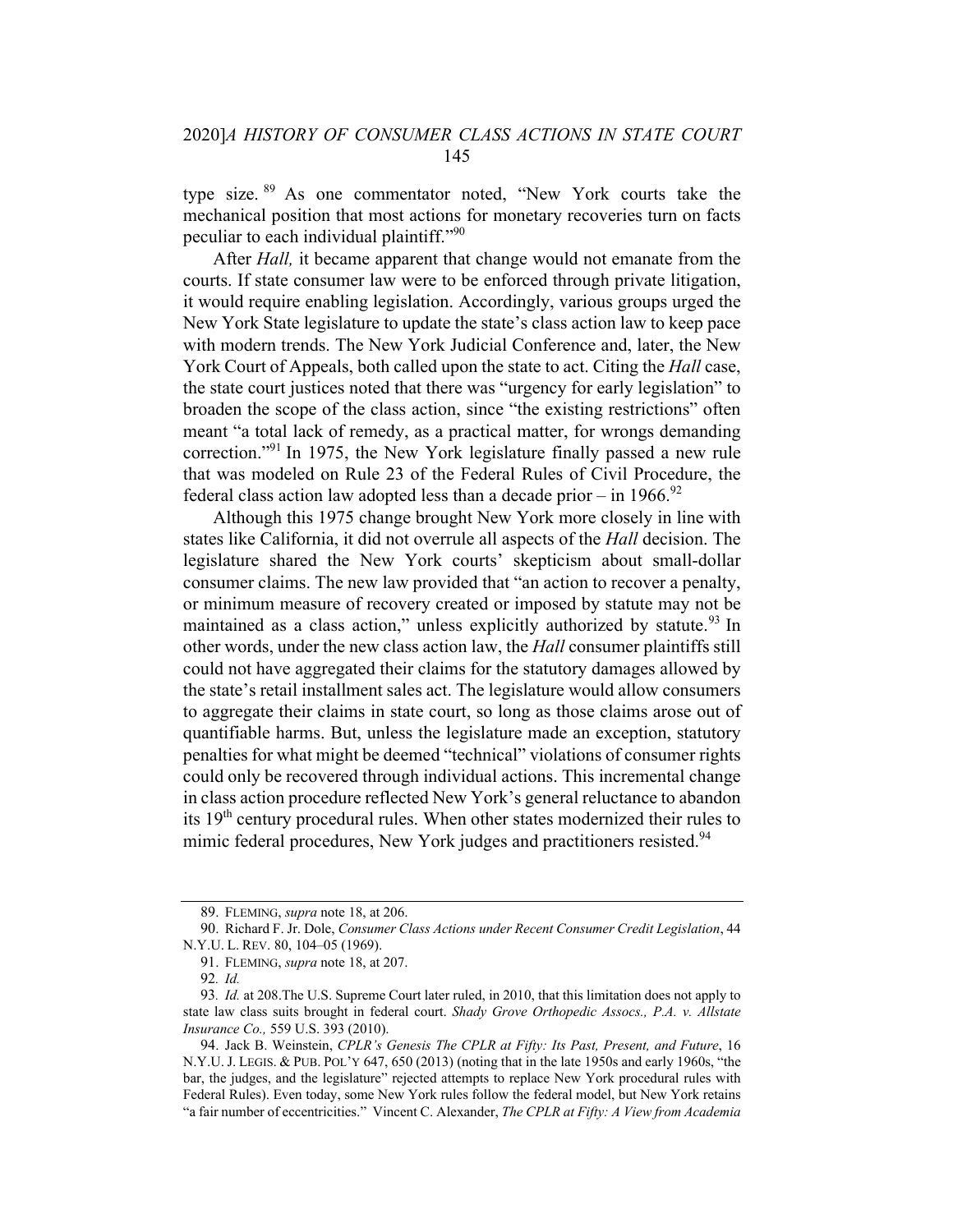type size.[89] As one commentator noted, "New York courts take the mechanical position that most actions for monetary recoveries turn on facts peculiar to each individual plaintiff."[90]

After *Hall,* it became apparent that change would not emanate from the courts. If state consumer law were to be enforced through private litigation, it would require enabling legislation. Accordingly, various groups urged the New York State legislature to update the state's class action law to keep pace with modern trends. The New York Judicial Conference and, later, the New York Court of Appeals, both called upon the state to act. Citing the *Hall* case, the state court justices noted that there was "urgency for early legislation" to broaden the scope of the class action, since "the existing restrictions" often meant "a total lack of remedy, as a practical matter, for wrongs demanding correction."[91] In 1975, the New York legislature finally passed a new rule that was modeled on Rule 23 of the Federal Rules of Civil Procedure, the federal class action law adopted less than a decade prior – in 1966.[92]

Although this 1975 change brought New York more closely in line with states like California, it did not overrule all aspects of the *Hall* decision. The legislature shared the New York courts' skepticism about small-dollar consumer claims. The new law provided that "an action to recover a penalty, or minimum measure of recovery created or imposed by statute may not be maintained as a class action," unless explicitly authorized by statute.[93] In other words, under the new class action law, the *Hall* consumer plaintiffs still could not have aggregated their claims for the statutory damages allowed by the state's retail installment sales act. The legislature would allow consumers to aggregate their claims in state court, so long as those claims arose out of quantifiable harms. But, unless the legislature made an exception, statutory penalties for what might be deemed "technical" violations of consumer rights could only be recovered through individual actions. This incremental change in class action procedure reflected New York's general reluctance to abandon its 19th century procedural rules. When other states modernized their rules to mimic federal procedures, New York judges and practitioners resisted.[94]

---

89. FLEMING, *supra* note 18, at 206.

90. Richard F. Jr. Dole, *Consumer Class Actions under Recent Consumer Credit Legislation*, 44 N.Y.U. L. REV. 80, 104–05 (1969).

91. FLEMING, *supra* note 18, at 207.

92. *Id.*

93. *Id.* at 208.The U.S. Supreme Court later ruled, in 2010, that this limitation does not apply to state law class suits brought in federal court. *Shady Grove Orthopedic Assocs., P.A. v. Allstate Insurance Co.,* 559 U.S. 393 (2010).

94. Jack B. Weinstein, *CPLR's Genesis The CPLR at Fifty: Its Past, Present, and Future*, 16 N.Y.U. J. LEGIS. & PUB. POL'Y 647, 650 (2013) (noting that in the late 1950s and early 1960s, "the bar, the judges, and the legislature" rejected attempts to replace New York procedural rules with Federal Rules). Even today, some New York rules follow the federal model, but New York retains "a fair number of eccentricities." Vincent C. Alexander, *The CPLR at Fifty: A View from Academia*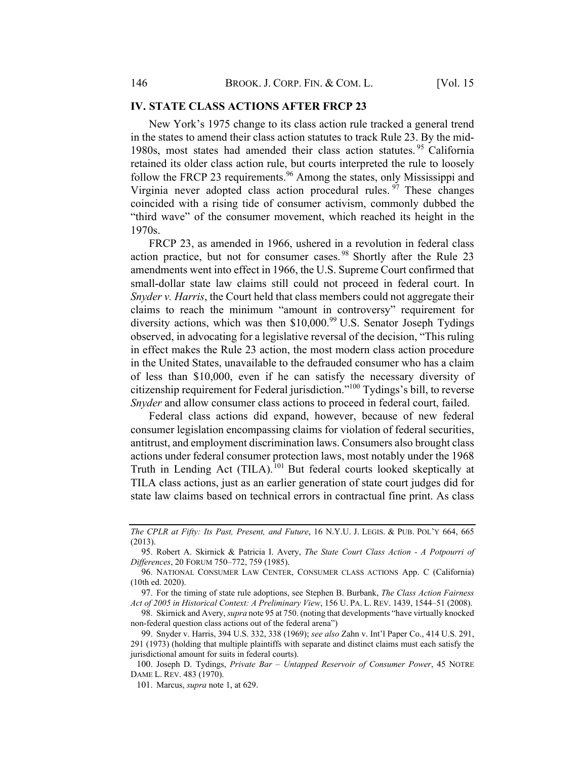## IV. STATE CLASS ACTIONS AFTER FRCP 23

New York's 1975 change to its class action rule tracked a general trend in the states to amend their class action statutes to track Rule 23. By the mid-1980s, most states had amended their class action statutes.[95] California retained its older class action rule, but courts interpreted the rule to loosely follow the FRCP 23 requirements.[96] Among the states, only Mississippi and Virginia never adopted class action procedural rules.[97] These changes coincided with a rising tide of consumer activism, commonly dubbed the "third wave" of the consumer movement, which reached its height in the 1970s.

FRCP 23, as amended in 1966, ushered in a revolution in federal class action practice, but not for consumer cases.[98] Shortly after the Rule 23 amendments went into effect in 1966, the U.S. Supreme Court confirmed that small-dollar state law claims still could not proceed in federal court. In *Snyder v. Harris*, the Court held that class members could not aggregate their claims to reach the minimum "amount in controversy" requirement for diversity actions, which was then $10,000.[99] U.S. Senator Joseph Tydings observed, in advocating for a legislative reversal of the decision, "This ruling in effect makes the Rule 23 action, the most modern class action procedure in the United States, unavailable to the defrauded consumer who has a claim of less than $10,000, even if he can satisfy the necessary diversity of citizenship requirement for Federal jurisdiction."[100] Tydings's bill, to reverse *Snyder* and allow consumer class actions to proceed in federal court, failed.

Federal class actions did expand, however, because of new federal consumer legislation encompassing claims for violation of federal securities, antitrust, and employment discrimination laws. Consumers also brought class actions under federal consumer protection laws, most notably under the 1968 Truth in Lending Act (TILA).[101] But federal courts looked skeptically at TILA class actions, just as an earlier generation of state court judges did for state law claims based on technical errors in contractual fine print. As class

---

*The CPLR at Fifty: Its Past, Present, and Future*, 16 N.Y.U. J. LEGIS. & PUB. POL'Y 664, 665 (2013).

95. Robert A. Skirnick & Patricia I. Avery, *The State Court Class Action - A Potpourri of Differences*, 20 FORUM 750–772, 759 (1985).

96. NATIONAL CONSUMER LAW CENTER, CONSUMER CLASS ACTIONS App. C (California) (10th ed. 2020).

97. For the timing of state rule adoptions, see Stephen B. Burbank, *The Class Action Fairness Act of 2005 in Historical Context: A Preliminary View*, 156 U. PA. L. REV. 1439, 1544–51 (2008).

98. Skirnick and Avery, *supra* note 95 at 750. (noting that developments "have virtually knocked non-federal question class actions out of the federal arena")

99. Snyder v. Harris, 394 U.S. 332, 338 (1969); *see also* Zahn v. Int'l Paper Co., 414 U.S. 291, 291 (1973) (holding that multiple plaintiffs with separate and distinct claims must each satisfy the jurisdictional amount for suits in federal courts).

100. Joseph D. Tydings, *Private Bar – Untapped Reservoir of Consumer Power*, 45 NOTRE DAME L. REV. 483 (1970).

101. Marcus, *supra* note 1, at 629.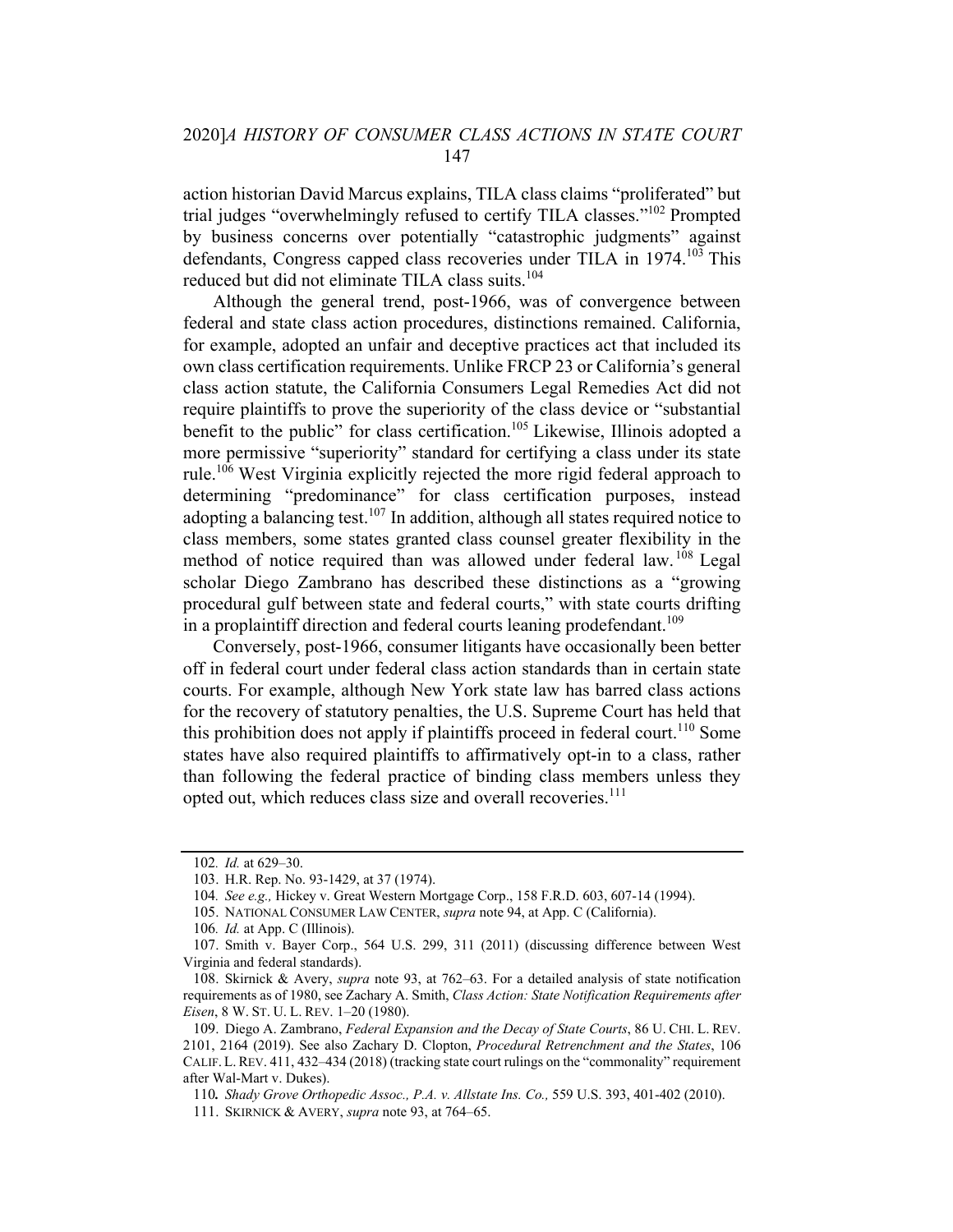action historian David Marcus explains, TILA class claims "proliferated" but trial judges "overwhelmingly refused to certify TILA classes."[102] Prompted by business concerns over potentially "catastrophic judgments" against defendants, Congress capped class recoveries under TILA in 1974.[103] This reduced but did not eliminate TILA class suits.[104]

Although the general trend, post-1966, was of convergence between federal and state class action procedures, distinctions remained. California, for example, adopted an unfair and deceptive practices act that included its own class certification requirements. Unlike FRCP 23 or California's general class action statute, the California Consumers Legal Remedies Act did not require plaintiffs to prove the superiority of the class device or "substantial benefit to the public" for class certification.[105] Likewise, Illinois adopted a more permissive "superiority" standard for certifying a class under its state rule.[106] West Virginia explicitly rejected the more rigid federal approach to determining "predominance" for class certification purposes, instead adopting a balancing test.[107] In addition, although all states required notice to class members, some states granted class counsel greater flexibility in the method of notice required than was allowed under federal law.[108] Legal scholar Diego Zambrano has described these distinctions as a "growing procedural gulf between state and federal courts," with state courts drifting in a proplaintiff direction and federal courts leaning prodefendant.[109]

Conversely, post-1966, consumer litigants have occasionally been better off in federal court under federal class action standards than in certain state courts. For example, although New York state law has barred class actions for the recovery of statutory penalties, the U.S. Supreme Court has held that this prohibition does not apply if plaintiffs proceed in federal court.[110] Some states have also required plaintiffs to affirmatively opt-in to a class, rather than following the federal practice of binding class members unless they opted out, which reduces class size and overall recoveries.[111]

---

102. *Id.* at 629–30.

103. H.R. Rep. No. 93-1429, at 37 (1974).

104. *See e.g.,* Hickey v. Great Western Mortgage Corp., 158 F.R.D. 603, 607-14 (1994).

105. NATIONAL CONSUMER LAW CENTER, *supra* note 94, at App. C (California).

106. *Id.* at App. C (Illinois).

107. Smith v. Bayer Corp., 564 U.S. 299, 311 (2011) (discussing difference between West Virginia and federal standards).

108. Skirnick & Avery, *supra* note 93, at 762–63. For a detailed analysis of state notification requirements as of 1980, see Zachary A. Smith, *Class Action: State Notification Requirements after Eisen*, 8 W. ST. U. L. REV. 1–20 (1980).

109. Diego A. Zambrano, *Federal Expansion and the Decay of State Courts*, 86 U. CHI. L. REV. 2101, 2164 (2019). See also Zachary D. Clopton, *Procedural Retrenchment and the States*, 106 CALIF. L. REV. 411, 432–434 (2018) (tracking state court rulings on the "commonality" requirement after Wal-Mart v. Dukes).

110. *Shady Grove Orthopedic Assoc., P.A. v. Allstate Ins. Co.,* 559 U.S. 393, 401-402 (2010).

111. SKIRNICK & AVERY, *supra* note 93, at 764–65.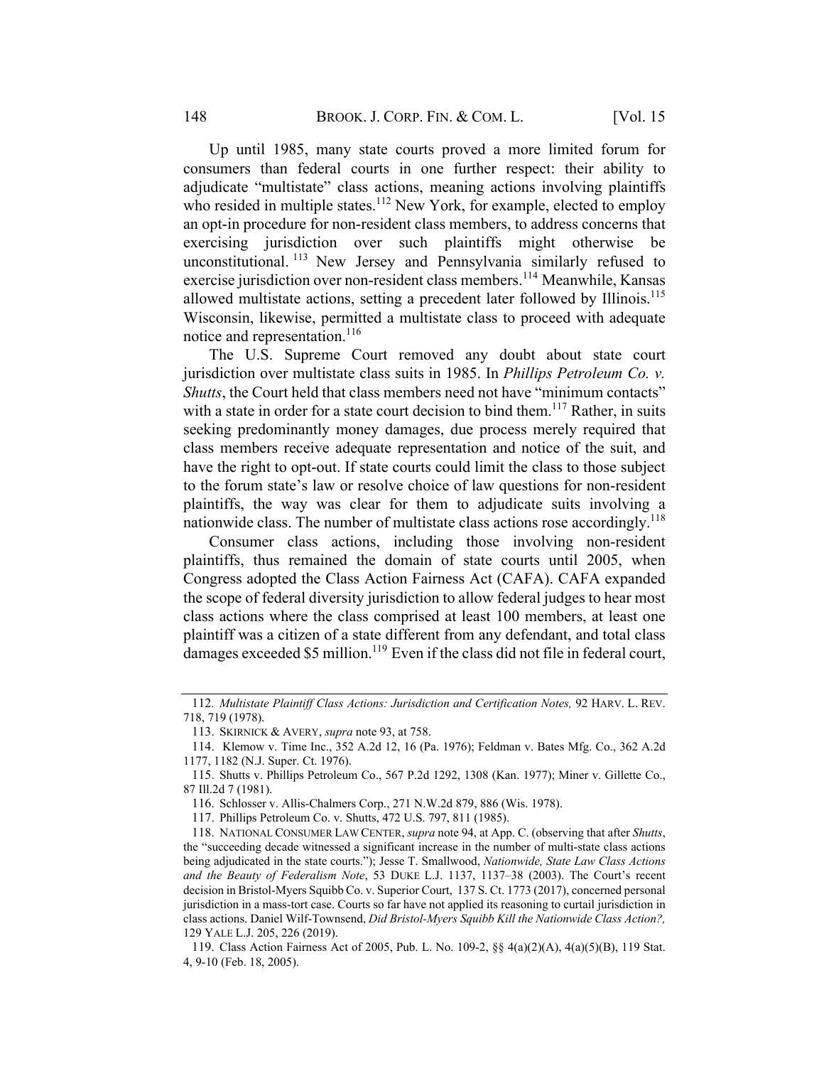Up until 1985, many state courts proved a more limited forum for consumers than federal courts in one further respect: their ability to adjudicate "multistate" class actions, meaning actions involving plaintiffs who resided in multiple states.[112] New York, for example, elected to employ an opt-in procedure for non-resident class members, to address concerns that exercising jurisdiction over such plaintiffs might otherwise be unconstitutional.[113] New Jersey and Pennsylvania similarly refused to exercise jurisdiction over non-resident class members.[114] Meanwhile, Kansas allowed multistate actions, setting a precedent later followed by Illinois.[115] Wisconsin, likewise, permitted a multistate class to proceed with adequate notice and representation.[116]

The U.S. Supreme Court removed any doubt about state court jurisdiction over multistate class suits in 1985. In *Phillips Petroleum Co. v. Shutts*, the Court held that class members need not have "minimum contacts" with a state in order for a state court decision to bind them.[117] Rather, in suits seeking predominantly money damages, due process merely required that class members receive adequate representation and notice of the suit, and have the right to opt-out. If state courts could limit the class to those subject to the forum state's law or resolve choice of law questions for non-resident plaintiffs, the way was clear for them to adjudicate suits involving a nationwide class. The number of multistate class actions rose accordingly.[118]

Consumer class actions, including those involving non-resident plaintiffs, thus remained the domain of state courts until 2005, when Congress adopted the Class Action Fairness Act (CAFA). CAFA expanded the scope of federal diversity jurisdiction to allow federal judges to hear most class actions where the class comprised at least 100 members, at least one plaintiff was a citizen of a state different from any defendant, and total class damages exceeded $5 million.[119] Even if the class did not file in federal court,

---

112. *Multistate Plaintiff Class Actions: Jurisdiction and Certification Notes,* 92 HARV. L. REV. 718, 719 (1978).

113. SKIRNICK & AVERY, *supra* note 93, at 758.

114. Klemow v. Time Inc., 352 A.2d 12, 16 (Pa. 1976); Feldman v. Bates Mfg. Co., 362 A.2d 1177, 1182 (N.J. Super. Ct. 1976).

115. Shutts v. Phillips Petroleum Co., 567 P.2d 1292, 1308 (Kan. 1977); Miner v. Gillette Co., 87 Ill.2d 7 (1981).

116. Schlosser v. Allis-Chalmers Corp., 271 N.W.2d 879, 886 (Wis. 1978).

117. Phillips Petroleum Co. v. Shutts, 472 U.S. 797, 811 (1985).

118. NATIONAL CONSUMER LAW CENTER, *supra* note 94, at App. C. (observing that after *Shutts*, the "succeeding decade witnessed a significant increase in the number of multi-state class actions being adjudicated in the state courts."); Jesse T. Smallwood, *Nationwide, State Law Class Actions and the Beauty of Federalism Note*, 53 DUKE L.J. 1137, 1137–38 (2003). The Court's recent decision in Bristol-Myers Squibb Co. v. Superior Court, 137 S. Ct. 1773 (2017), concerned personal jurisdiction in a mass-tort case. Courts so far have not applied its reasoning to curtail jurisdiction in class actions. Daniel Wilf-Townsend, *Did Bristol-Myers Squibb Kill the Nationwide Class Action?,* 129 YALE L.J. 205, 226 (2019).

119. Class Action Fairness Act of 2005, Pub. L. No. 109-2, §§ 4(a)(2)(A), 4(a)(5)(B), 119 Stat. 4, 9-10 (Feb. 18, 2005).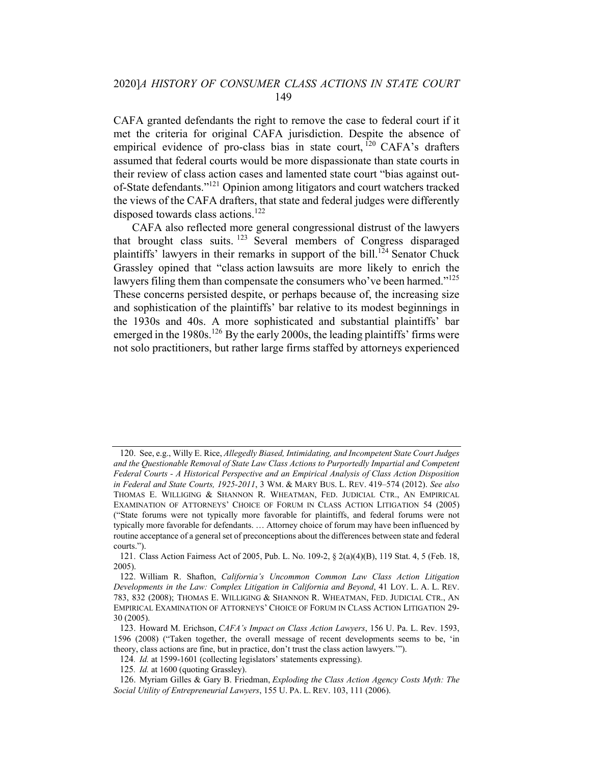CAFA granted defendants the right to remove the case to federal court if it met the criteria for original CAFA jurisdiction. Despite the absence of empirical evidence of pro-class bias in state court,[120] CAFA's drafters assumed that federal courts would be more dispassionate than state courts in their review of class action cases and lamented state court "bias against out-of-State defendants."[121] Opinion among litigators and court watchers tracked the views of the CAFA drafters, that state and federal judges were differently disposed towards class actions.[122]

CAFA also reflected more general congressional distrust of the lawyers that brought class suits.[123] Several members of Congress disparaged plaintiffs' lawyers in their remarks in support of the bill.[124] Senator Chuck Grassley opined that "class action lawsuits are more likely to enrich the lawyers filing them than compensate the consumers who've been harmed."[125] These concerns persisted despite, or perhaps because of, the increasing size and sophistication of the plaintiffs' bar relative to its modest beginnings in the 1930s and 40s. A more sophisticated and substantial plaintiffs' bar emerged in the 1980s.[126] By the early 2000s, the leading plaintiffs' firms were not solo practitioners, but rather large firms staffed by attorneys experienced

---

120. See, e.g., Willy E. Rice, *Allegedly Biased, Intimidating, and Incompetent State Court Judges and the Questionable Removal of State Law Class Actions to Purportedly Impartial and Competent Federal Courts - A Historical Perspective and an Empirical Analysis of Class Action Disposition in Federal and State Courts, 1925-2011*, 3 WM. & MARY BUS. L. REV. 419–574 (2012). *See also* THOMAS E. WILLIGING & SHANNON R. WHEATMAN, FED. JUDICIAL CTR., AN EMPIRICAL EXAMINATION OF ATTORNEYS' CHOICE OF FORUM IN CLASS ACTION LITIGATION 54 (2005) ("State forums were not typically more favorable for plaintiffs, and federal forums were not typically more favorable for defendants. … Attorney choice of forum may have been influenced by routine acceptance of a general set of preconceptions about the differences between state and federal courts.").

121. Class Action Fairness Act of 2005, Pub. L. No. 109-2, § 2(a)(4)(B), 119 Stat. 4, 5 (Feb. 18, 2005).

122. William R. Shafton, *California's Uncommon Common Law Class Action Litigation Developments in the Law: Complex Litigation in California and Beyond*, 41 LOY. L. A. L. REV. 783, 832 (2008); THOMAS E. WILLIGING & SHANNON R. WHEATMAN, FED. JUDICIAL CTR., AN EMPIRICAL EXAMINATION OF ATTORNEYS' CHOICE OF FORUM IN CLASS ACTION LITIGATION 29-30 (2005).

123. Howard M. Erichson, *CAFA's Impact on Class Action Lawyers*, 156 U. Pa. L. Rev. 1593, 1596 (2008) ("Taken together, the overall message of recent developments seems to be, 'in theory, class actions are fine, but in practice, don't trust the class action lawyers.'").

124. *Id.* at 1599-1601 (collecting legislators' statements expressing).

125. *Id.* at 1600 (quoting Grassley).

126. Myriam Gilles & Gary B. Friedman, *Exploding the Class Action Agency Costs Myth: The Social Utility of Entrepreneurial Lawyers*, 155 U. PA. L. REV. 103, 111 (2006).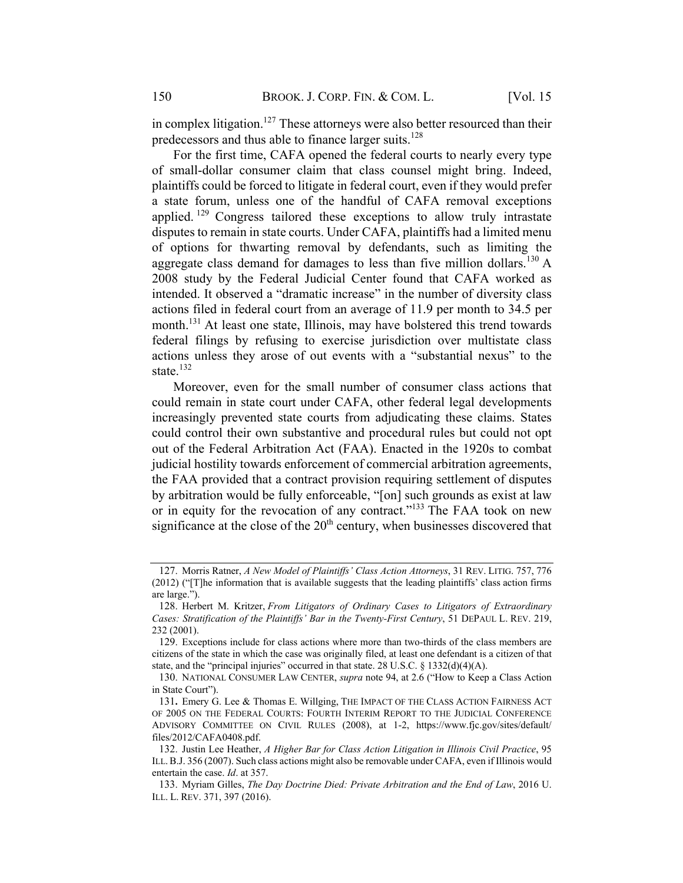in complex litigation.[127] These attorneys were also better resourced than their predecessors and thus able to finance larger suits.[128]

For the first time, CAFA opened the federal courts to nearly every type of small-dollar consumer claim that class counsel might bring. Indeed, plaintiffs could be forced to litigate in federal court, even if they would prefer a state forum, unless one of the handful of CAFA removal exceptions applied.[129] Congress tailored these exceptions to allow truly intrastate disputes to remain in state courts. Under CAFA, plaintiffs had a limited menu of options for thwarting removal by defendants, such as limiting the aggregate class demand for damages to less than five million dollars.[130] A 2008 study by the Federal Judicial Center found that CAFA worked as intended. It observed a "dramatic increase" in the number of diversity class actions filed in federal court from an average of 11.9 per month to 34.5 per month.[131] At least one state, Illinois, may have bolstered this trend towards federal filings by refusing to exercise jurisdiction over multistate class actions unless they arose of out events with a "substantial nexus" to the state.[132]

Moreover, even for the small number of consumer class actions that could remain in state court under CAFA, other federal legal developments increasingly prevented state courts from adjudicating these claims. States could control their own substantive and procedural rules but could not opt out of the Federal Arbitration Act (FAA). Enacted in the 1920s to combat judicial hostility towards enforcement of commercial arbitration agreements, the FAA provided that a contract provision requiring settlement of disputes by arbitration would be fully enforceable, "[on] such grounds as exist at law or in equity for the revocation of any contract."[133] The FAA took on new significance at the close of the 20th century, when businesses discovered that

---

127. Morris Ratner, *A New Model of Plaintiffs' Class Action Attorneys*, 31 REV. LITIG. 757, 776 (2012) ("[T]he information that is available suggests that the leading plaintiffs' class action firms are large.").

128. Herbert M. Kritzer, *From Litigators of Ordinary Cases to Litigators of Extraordinary Cases: Stratification of the Plaintiffs' Bar in the Twenty-First Century*, 51 DEPAUL L. REV. 219, 232 (2001).

129. Exceptions include for class actions where more than two-thirds of the class members are citizens of the state in which the case was originally filed, at least one defendant is a citizen of that state, and the "principal injuries" occurred in that state. 28 U.S.C. § 1332(d)(4)(A).

130. NATIONAL CONSUMER LAW CENTER, *supra* note 94, at 2.6 ("How to Keep a Class Action in State Court").

131. Emery G. Lee & Thomas E. Willging, THE IMPACT OF THE CLASS ACTION FAIRNESS ACT OF 2005 ON THE FEDERAL COURTS: FOURTH INTERIM REPORT TO THE JUDICIAL CONFERENCE ADVISORY COMMITTEE ON CIVIL RULES (2008), at 1-2, https://www.fjc.gov/sites/default/files/2012/CAFA0408.pdf.

132. Justin Lee Heather, *A Higher Bar for Class Action Litigation in Illinois Civil Practice*, 95 ILL. B.J. 356 (2007). Such class actions might also be removable under CAFA, even if Illinois would entertain the case. *Id*. at 357.

133. Myriam Gilles, *The Day Doctrine Died: Private Arbitration and the End of Law*, 2016 U. ILL. L. REV. 371, 397 (2016).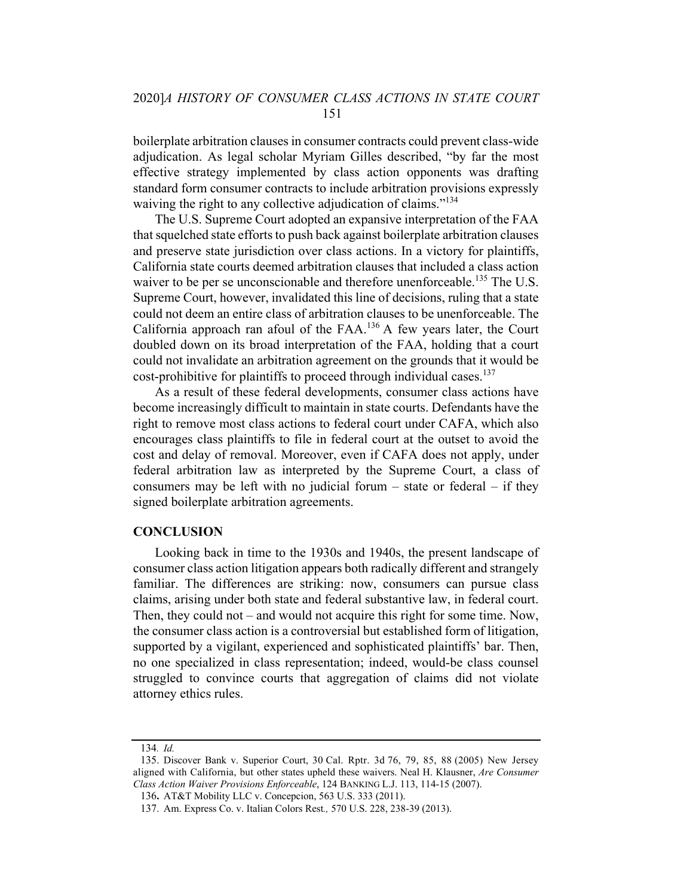boilerplate arbitration clauses in consumer contracts could prevent class-wide adjudication. As legal scholar Myriam Gilles described, "by far the most effective strategy implemented by class action opponents was drafting standard form consumer contracts to include arbitration provisions expressly waiving the right to any collective adjudication of claims."[134]

The U.S. Supreme Court adopted an expansive interpretation of the FAA that squelched state efforts to push back against boilerplate arbitration clauses and preserve state jurisdiction over class actions. In a victory for plaintiffs, California state courts deemed arbitration clauses that included a class action waiver to be per se unconscionable and therefore unenforceable.[135] The U.S. Supreme Court, however, invalidated this line of decisions, ruling that a state could not deem an entire class of arbitration clauses to be unenforceable. The California approach ran afoul of the FAA.[136] A few years later, the Court doubled down on its broad interpretation of the FAA, holding that a court could not invalidate an arbitration agreement on the grounds that it would be cost-prohibitive for plaintiffs to proceed through individual cases.[137]

As a result of these federal developments, consumer class actions have become increasingly difficult to maintain in state courts. Defendants have the right to remove most class actions to federal court under CAFA, which also encourages class plaintiffs to file in federal court at the outset to avoid the cost and delay of removal. Moreover, even if CAFA does not apply, under federal arbitration law as interpreted by the Supreme Court, a class of consumers may be left with no judicial forum – state or federal – if they signed boilerplate arbitration agreements.

## CONCLUSION

Looking back in time to the 1930s and 1940s, the present landscape of consumer class action litigation appears both radically different and strangely familiar. The differences are striking: now, consumers can pursue class claims, arising under both state and federal substantive law, in federal court. Then, they could not – and would not acquire this right for some time. Now, the consumer class action is a controversial but established form of litigation, supported by a vigilant, experienced and sophisticated plaintiffs' bar. Then, no one specialized in class representation; indeed, would-be class counsel struggled to convince courts that aggregation of claims did not violate attorney ethics rules.

---

134. *Id.*

135. Discover Bank v. Superior Court, 30 Cal. Rptr. 3d 76, 79, 85, 88 (2005) New Jersey aligned with California, but other states upheld these waivers. Neal H. Klausner, *Are Consumer Class Action Waiver Provisions Enforceable*, 124 BANKING L.J. 113, 114-15 (2007).

136. AT&T Mobility LLC v. Concepcion, 563 U.S. 333 (2011).

137. Am. Express Co. v. Italian Colors Rest.*,* 570 U.S. 228, 238-39 (2013).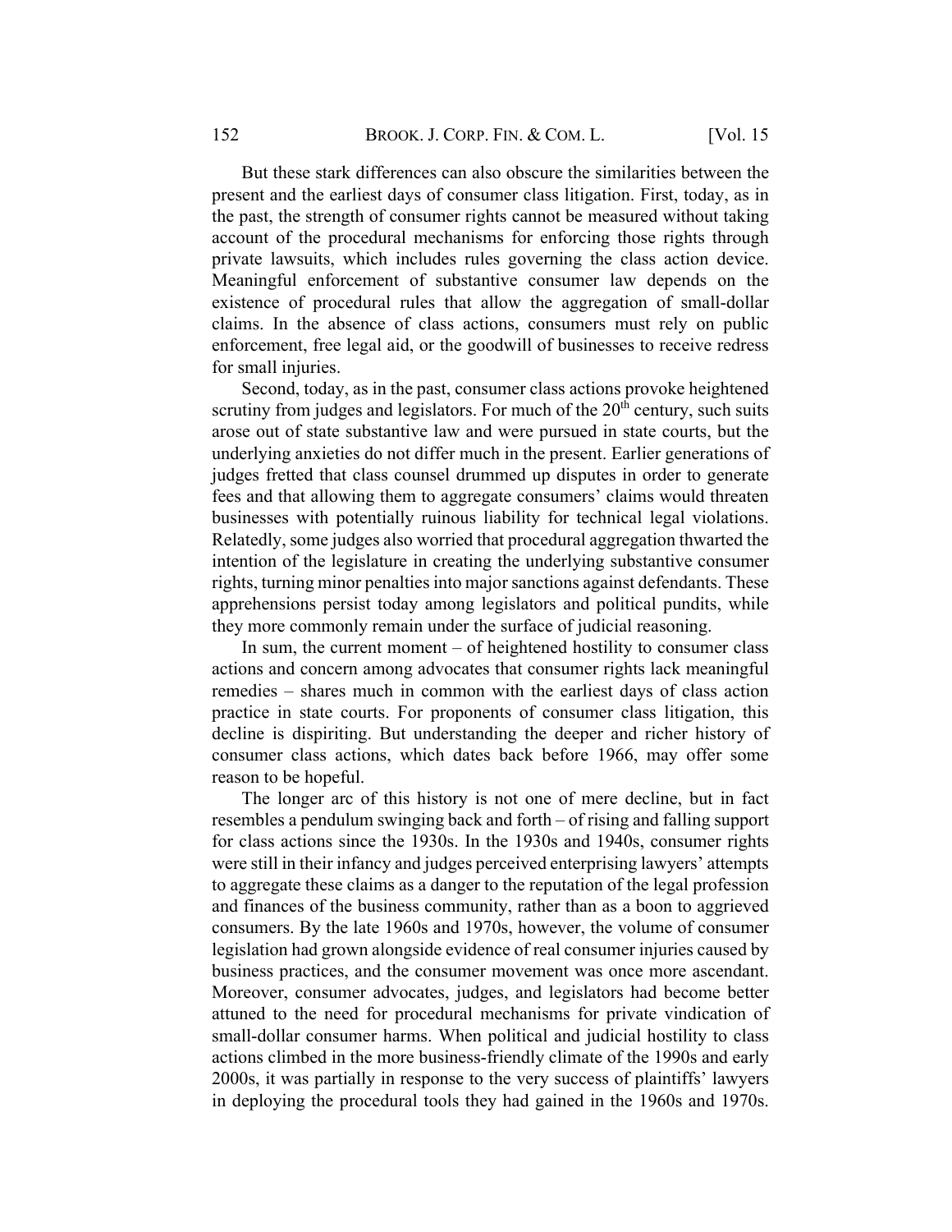But these stark differences can also obscure the similarities between the present and the earliest days of consumer class litigation. First, today, as in the past, the strength of consumer rights cannot be measured without taking account of the procedural mechanisms for enforcing those rights through private lawsuits, which includes rules governing the class action device. Meaningful enforcement of substantive consumer law depends on the existence of procedural rules that allow the aggregation of small-dollar claims. In the absence of class actions, consumers must rely on public enforcement, free legal aid, or the goodwill of businesses to receive redress for small injuries.

Second, today, as in the past, consumer class actions provoke heightened scrutiny from judges and legislators. For much of the 20th century, such suits arose out of state substantive law and were pursued in state courts, but the underlying anxieties do not differ much in the present. Earlier generations of judges fretted that class counsel drummed up disputes in order to generate fees and that allowing them to aggregate consumers' claims would threaten businesses with potentially ruinous liability for technical legal violations. Relatedly, some judges also worried that procedural aggregation thwarted the intention of the legislature in creating the underlying substantive consumer rights, turning minor penalties into major sanctions against defendants. These apprehensions persist today among legislators and political pundits, while they more commonly remain under the surface of judicial reasoning.

In sum, the current moment – of heightened hostility to consumer class actions and concern among advocates that consumer rights lack meaningful remedies – shares much in common with the earliest days of class action practice in state courts. For proponents of consumer class litigation, this decline is dispiriting. But understanding the deeper and richer history of consumer class actions, which dates back before 1966, may offer some reason to be hopeful.

The longer arc of this history is not one of mere decline, but in fact resembles a pendulum swinging back and forth – of rising and falling support for class actions since the 1930s. In the 1930s and 1940s, consumer rights were still in their infancy and judges perceived enterprising lawyers' attempts to aggregate these claims as a danger to the reputation of the legal profession and finances of the business community, rather than as a boon to aggrieved consumers. By the late 1960s and 1970s, however, the volume of consumer legislation had grown alongside evidence of real consumer injuries caused by business practices, and the consumer movement was once more ascendant. Moreover, consumer advocates, judges, and legislators had become better attuned to the need for procedural mechanisms for private vindication of small-dollar consumer harms. When political and judicial hostility to class actions climbed in the more business-friendly climate of the 1990s and early 2000s, it was partially in response to the very success of plaintiffs' lawyers in deploying the procedural tools they had gained in the 1960s and 1970s.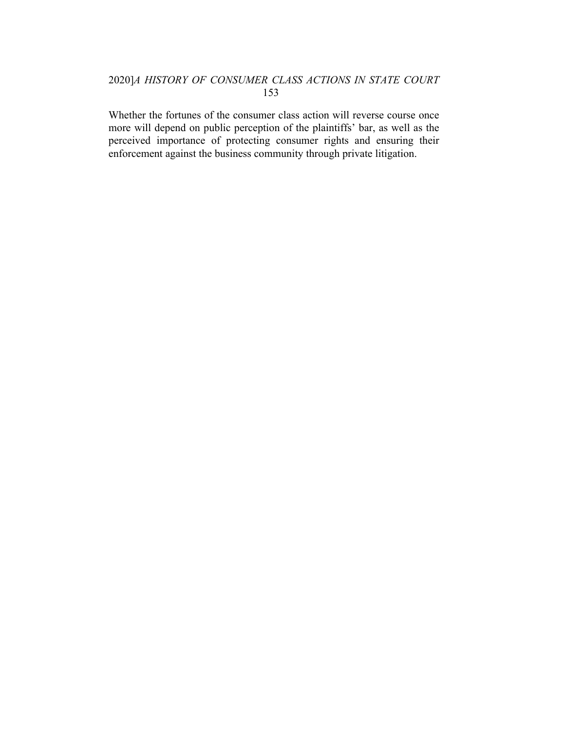Whether the fortunes of the consumer class action will reverse course once more will depend on public perception of the plaintiffs' bar, as well as the perceived importance of protecting consumer rights and ensuring their enforcement against the business community through private litigation.